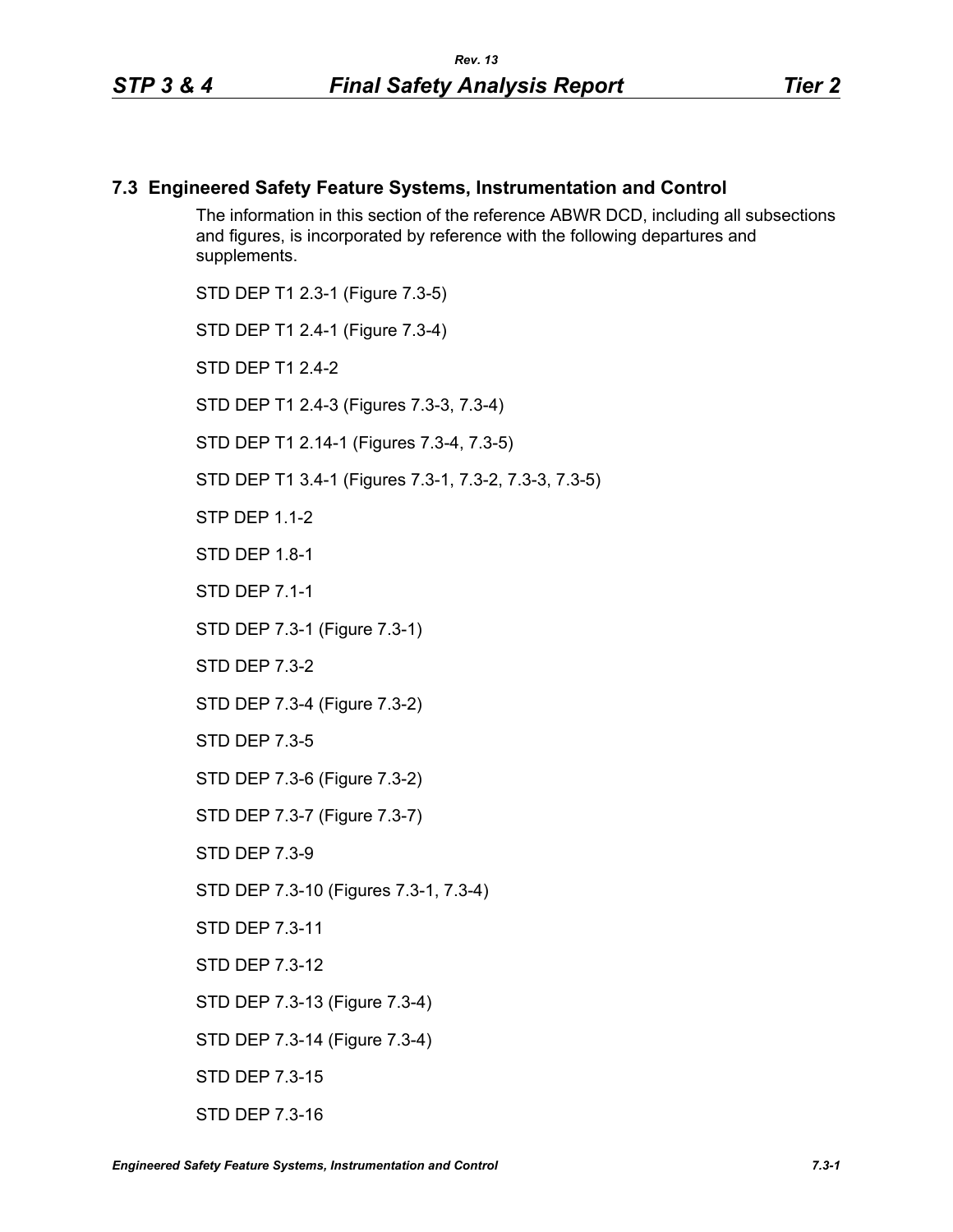## 7.3 Engineered Safety Feature Systems, Instrumentation and Control

The information in this section of the reference ABWR DCD, including all subsections and figures, is incorporated by reference with the following departures and supplements.

STD DEP T1 2.3-1 (Figure 7.3-5)

STD DEP T1 2.4-1 (Figure 7.3-4)

STD DEP T1 2.4-2

STD DEP T1 2.4-3 (Figures 7.3-3, 7.3-4)

STD DEP T1 2.14-1 (Figures 7.3-4, 7.3-5)

STD DEP T1 3.4-1 (Figures 7.3-1, 7.3-2, 7.3-3, 7.3-5)

STP DEP 1.1-2

STD DEP 1.8-1

STD DEP 7.1-1

STD DEP 7.3-1 (Figure 7.3-1)

STD DEP 7.3-2

STD DEP 7.3-4 (Figure 7.3-2)

STD DEP 7.3-5

STD DEP 7.3-6 (Figure 7.3-2)

STD DEP 7.3-7 (Figure 7.3-7)

STD DEP 7.3-9

STD DEP 7.3-10 (Figures 7.3-1, 7.3-4)

STD DEP 7.3-11

STD DEP 7.3-12

STD DEP 7.3-13 (Figure 7.3-4)

STD DEP 7.3-14 (Figure 7.3-4)

STD DEP 7.3-15

STD DEP 7.3-16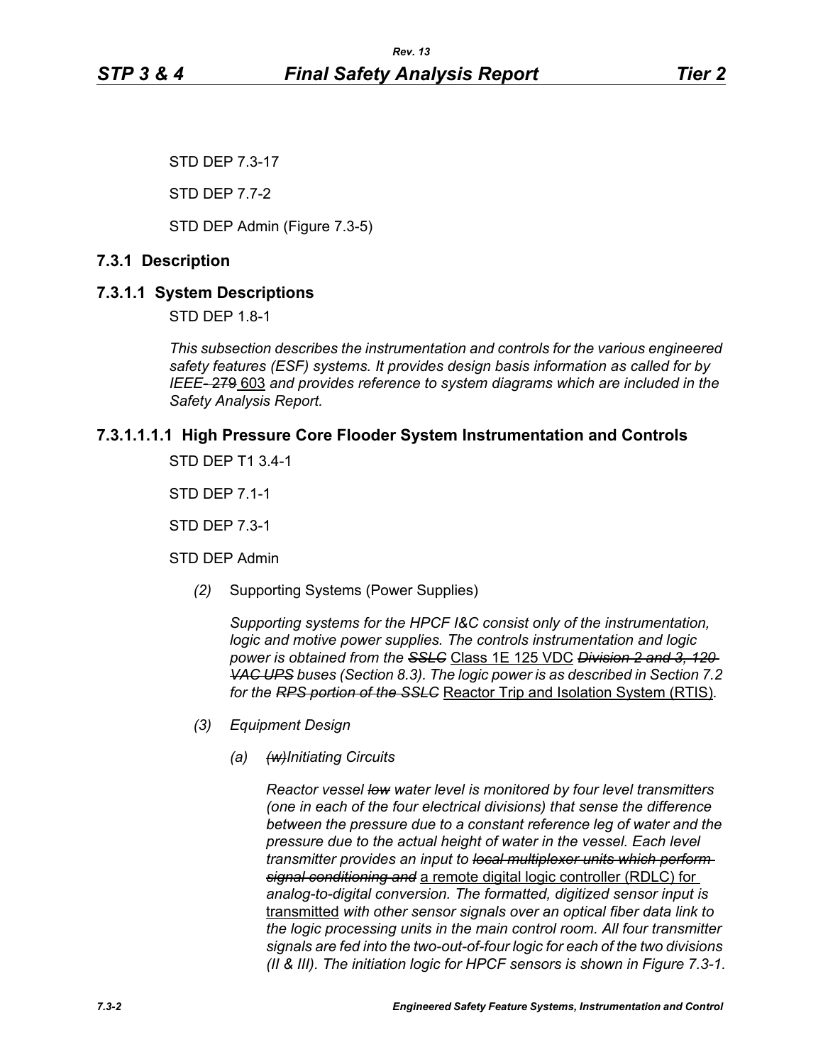STD DEP 7.3-17

STD DEP 7.7-2

STD DEP Admin (Figure 7.3-5)

## 7.3.1 Description

### 7.3.1.1 System Descriptions

STD DEP 1.8-1

*This subsection describes the instrumentation and controls for the various engineered safety features (ESF) systems. It provides design basis information as called for by IEEE-~~279~~ 603 and provides reference to system diagrams which are included in the Safety Analysis Report.*

#### 7.3.1.1.1.1 High Pressure Core Flooder System Instrumentation and Controls

STD DEP T1 3.4-1

STD DEP 7.1-1

STD DEP 7.3-1

STD DEP Admin

*(2)* Supporting Systems (Power Supplies)

*Supporting systems for the HPCF I&C consist only of the instrumentation, logic and motive power supplies. The controls instrumentation and logic power is obtained from the* ~~*SSLC*~~ Class 1E 125 VDC ~~*Division 2 and 3, 120 VAC UPS*~~ *buses (Section 8.3). The logic power is as described in Section 7.2 for the* ~~*RPS portion of the SSLC*~~ Reactor Trip and Isolation System (RTIS)*.*

*(3) Equipment Design*

*(a)* ~~*(w)*~~*Initiating Circuits*

*Reactor vessel* ~~*low*~~ *water level is monitored by four level transmitters (one in each of the four electrical divisions) that sense the difference between the pressure due to a constant reference leg of water and the pressure due to the actual height of water in the vessel. Each level transmitter provides an input to* ~~*local multiplexer units which perform signal conditioning and*~~ a remote digital logic controller (RDLC) for *analog-to-digital conversion. The formatted, digitized sensor input is* transmitted *with other sensor signals over an optical fiber data link to the logic processing units in the main control room. All four transmitter signals are fed into the two-out-of-four logic for each of the two divisions (II & III). The initiation logic for HPCF sensors is shown in Figure 7.3-1.*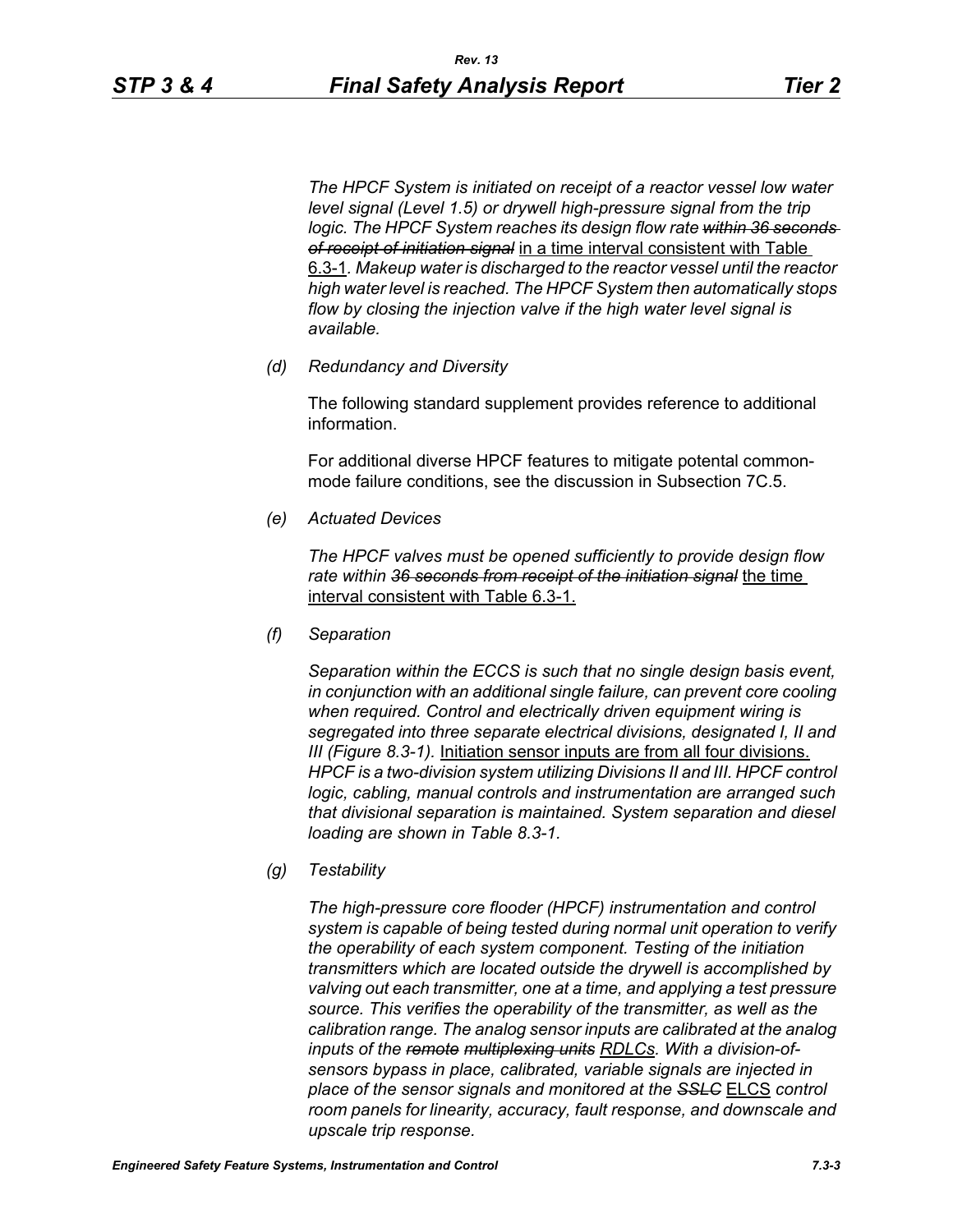*The HPCF System is initiated on receipt of a reactor vessel low water level signal (Level 1.5) or drywell high-pressure signal from the trip logic. The HPCF System reaches its design flow rate ~~within 36 seconds of receipt of initiation signal~~* <u>in a time interval consistent with Table 6.3-1</u>*. Makeup water is discharged to the reactor vessel until the reactor high water level is reached. The HPCF System then automatically stops flow by closing the injection valve if the high water level signal is available.*

*(d) Redundancy and Diversity*

The following standard supplement provides reference to additional information.

For additional diverse HPCF features to mitigate potential common-mode failure conditions, see the discussion in Subsection 7C.5.

*(e) Actuated Devices*

*The HPCF valves must be opened sufficiently to provide design flow rate within ~~36 seconds from receipt of the initiation signal~~* <u>the time interval consistent with Table 6.3-1.</u>

*(f) Separation*

*Separation within the ECCS is such that no single design basis event, in conjunction with an additional single failure, can prevent core cooling when required. Control and electrically driven equipment wiring is segregated into three separate electrical divisions, designated I, II and III (Figure 8.3-1).* <u>Initiation sensor inputs are from all four divisions.</u> *HPCF is a two-division system utilizing Divisions II and III. HPCF control logic, cabling, manual controls and instrumentation are arranged such that divisional separation is maintained. System separation and diesel loading are shown in Table 8.3-1.*

*(g) Testability*

*The high-pressure core flooder (HPCF) instrumentation and control system is capable of being tested during normal unit operation to verify the operability of each system component. Testing of the initiation transmitters which are located outside the drywell is accomplished by valving out each transmitter, one at a time, and applying a test pressure source. This verifies the operability of the transmitter, as well as the calibration range. The analog sensor inputs are calibrated at the analog inputs of the ~~remote~~ ~~multiplexing units~~* <u>*RDLCs*</u>*. With a division-of-sensors bypass in place, calibrated, variable signals are injected in place of the sensor signals and monitored at the ~~SSLC~~* <u>ELCS</u> *control room panels for linearity, accuracy, fault response, and downscale and upscale trip response.*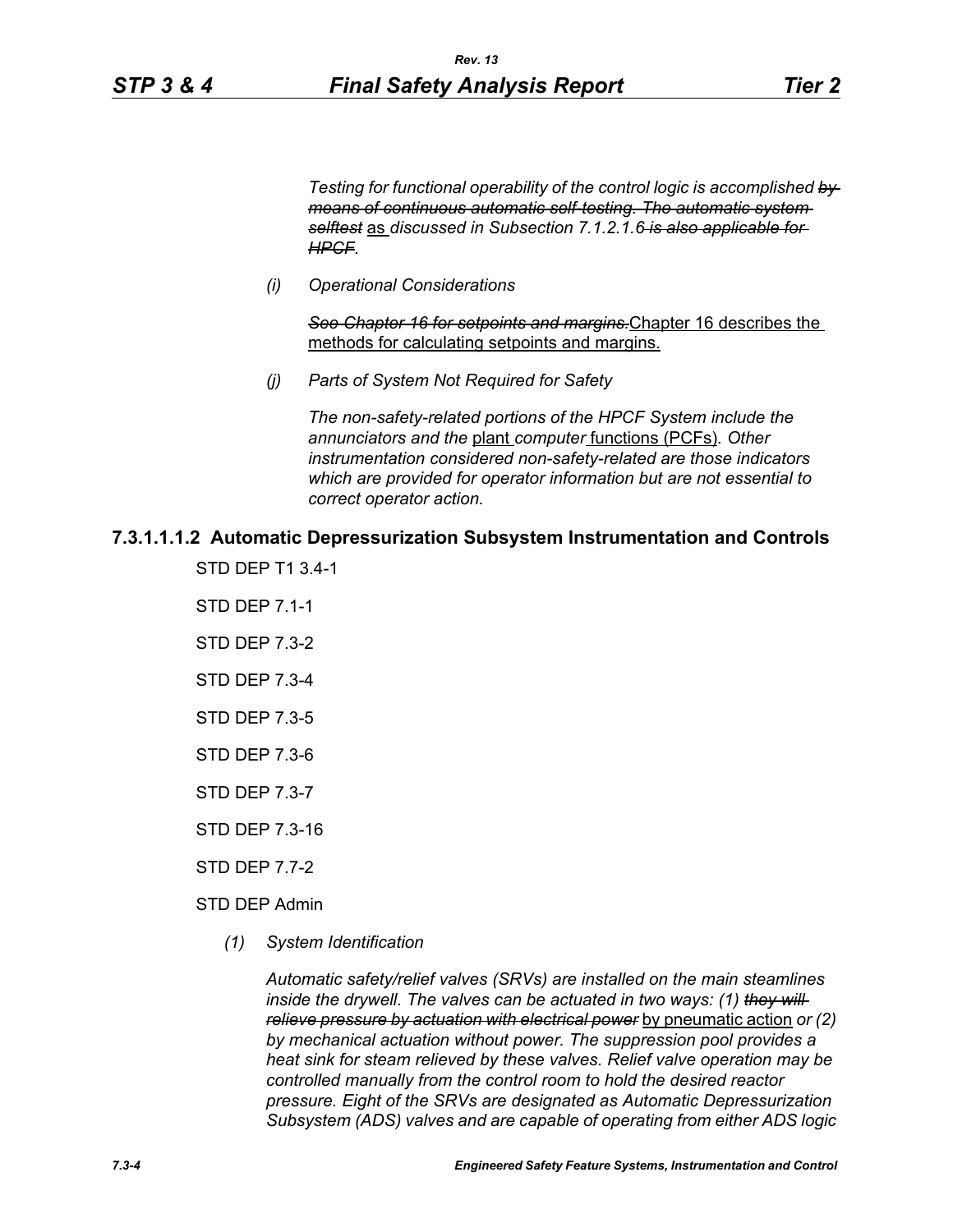*Testing for functional operability of the control logic is accomplished ~~by means of continuous automatic self-testing. The automatic system selftest~~ as discussed in Subsection 7.1.2.1.6 ~~is also applicable for HPCF~~.*

*(i) Operational Considerations*

~~*See Chapter 16 for setpoints and margins.*~~ Chapter 16 describes the methods for calculating setpoints and margins.

*(j) Parts of System Not Required for Safety*

*The non-safety-related portions of the HPCF System include the annunciators and the* plant *computer* functions (PCFs)*. Other instrumentation considered non-safety-related are those indicators which are provided for operator information but are not essential to correct operator action.*

### 7.3.1.1.1.2 Automatic Depressurization Subsystem Instrumentation and Controls

STD DEP T1 3.4-1

STD DEP 7.1-1

STD DEP 7.3-2

STD DEP 7.3-4

STD DEP 7.3-5

STD DEP 7.3-6

STD DEP 7.3-7

STD DEP 7.3-16

STD DEP 7.7-2

STD DEP Admin

*(1) System Identification*

*Automatic safety/relief valves (SRVs) are installed on the main steamlines inside the drywell. The valves can be actuated in two ways: (1) ~~they will relieve pressure by actuation with electrical power~~* by pneumatic action *or (2) by mechanical actuation without power. The suppression pool provides a heat sink for steam relieved by these valves. Relief valve operation may be controlled manually from the control room to hold the desired reactor pressure. Eight of the SRVs are designated as Automatic Depressurization Subsystem (ADS) valves and are capable of operating from either ADS logic*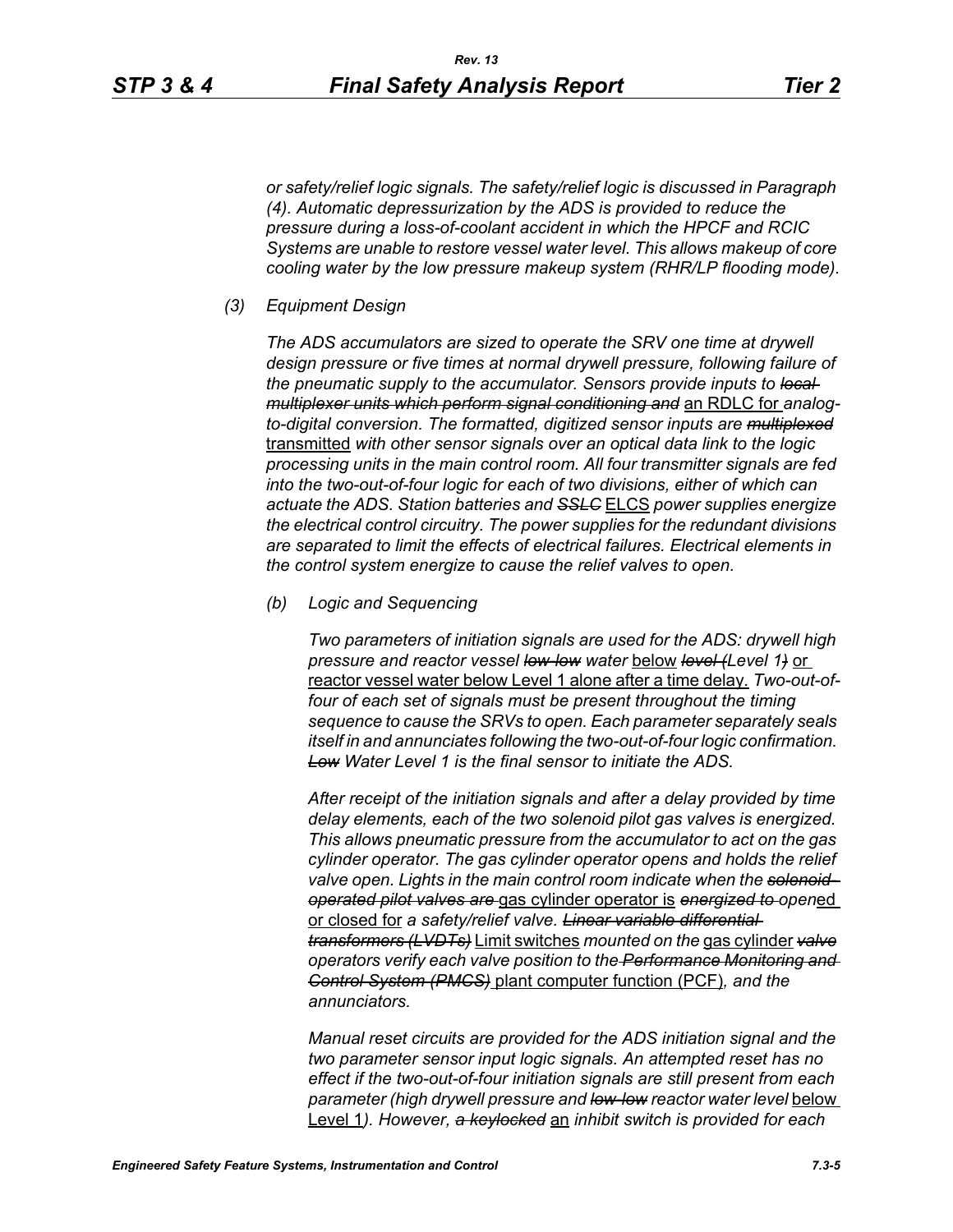*or safety/relief logic signals. The safety/relief logic is discussed in Paragraph (4). Automatic depressurization by the ADS is provided to reduce the pressure during a loss-of-coolant accident in which the HPCF and RCIC Systems are unable to restore vessel water level. This allows makeup of core cooling water by the low pressure makeup system (RHR/LP flooding mode).*

*(3) Equipment Design*

*The ADS accumulators are sized to operate the SRV one time at drywell design pressure or five times at normal drywell pressure, following failure of the pneumatic supply to the accumulator. Sensors provide inputs to ~~local multiplexer units which perform signal conditioning and~~* <u>an RDLC for</u> *analog-to-digital conversion. The formatted, digitized sensor inputs are ~~multiplexed~~* <u>transmitted</u> *with other sensor signals over an optical data link to the logic processing units in the main control room. All four transmitter signals are fed into the two-out-of-four logic for each of two divisions, either of which can actuate the ADS. Station batteries and ~~SSLC~~* <u>ELCS</u> *power supplies energize the electrical control circuitry. The power supplies for the redundant divisions are separated to limit the effects of electrical failures. Electrical elements in the control system energize to cause the relief valves to open.*

*(b) Logic and Sequencing*

*Two parameters of initiation signals are used for the ADS: drywell high pressure and reactor vessel ~~low-low~~ water* <u>below</u> *~~level (~~Level 1~~)~~* <u>or reactor vessel water below Level 1 alone after a time delay.</u> *Two-out-of-four of each set of signals must be present throughout the timing sequence to cause the SRVs to open. Each parameter separately seals itself in and annunciates following the two-out-of-four logic confirmation. ~~Low~~ Water Level 1 is the final sensor to initiate the ADS.*

*After receipt of the initiation signals and after a delay provided by time delay elements, each of the two solenoid pilot gas valves is energized. This allows pneumatic pressure from the accumulator to act on the gas cylinder operator. The gas cylinder operator opens and holds the relief valve open. Lights in the main control room indicate when the ~~solenoid-operated pilot valves are~~* <u>gas cylinder operator is</u> *~~energized to~~ open*<u>ed or closed for</u> *a safety/relief valve. ~~Linear variable differential transformers (LVDTs)~~* <u>Limit switches</u> *mounted on the* <u>gas cylinder</u> *~~valve~~ operators verify each valve position to the ~~Performance Monitoring and Control System (PMCS)~~* <u>plant computer function (PCF)</u>*, and the annunciators.*

*Manual reset circuits are provided for the ADS initiation signal and the two parameter sensor input logic signals. An attempted reset has no effect if the two-out-of-four initiation signals are still present from each parameter (high drywell pressure and ~~low-low~~ reactor water level* <u>below Level 1</u>*). However, ~~a keylocked~~* <u>an</u> *inhibit switch is provided for each*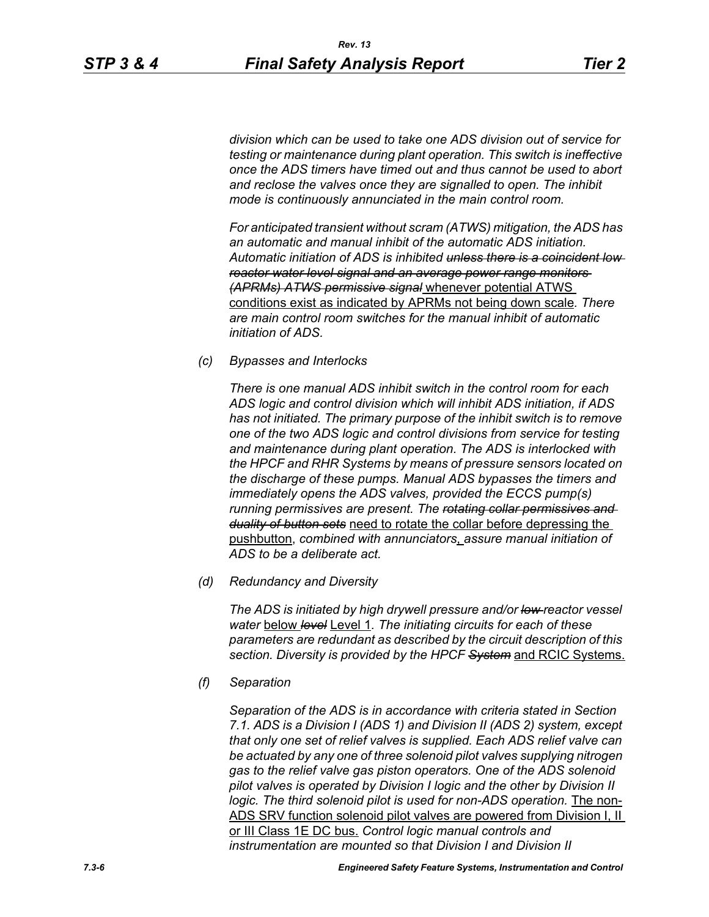*division which can be used to take one ADS division out of service for testing or maintenance during plant operation. This switch is ineffective once the ADS timers have timed out and thus cannot be used to abort and reclose the valves once they are signalled to open. The inhibit mode is continuously annunciated in the main control room.*

*For anticipated transient without scram (ATWS) mitigation, the ADS has an automatic and manual inhibit of the automatic ADS initiation. Automatic initiation of ADS is inhibited ~~unless there is a coincident low reactor water level signal and an average power range monitors (APRMs) ATWS permissive signal~~* whenever potential ATWS conditions exist as indicated by APRMs not being down scale*. There are main control room switches for the manual inhibit of automatic initiation of ADS.*

*(c) Bypasses and Interlocks*

*There is one manual ADS inhibit switch in the control room for each ADS logic and control division which will inhibit ADS initiation, if ADS has not initiated. The primary purpose of the inhibit switch is to remove one of the two ADS logic and control divisions from service for testing and maintenance during plant operation. The ADS is interlocked with the HPCF and RHR Systems by means of pressure sensors located on the discharge of these pumps. Manual ADS bypasses the timers and immediately opens the ADS valves, provided the ECCS pump(s) running permissives are present. The ~~rotating collar permissives and duality of button sets~~* need to rotate the collar before depressing the pushbutton*, combined with annunciators*, *assure manual initiation of ADS to be a deliberate act.*

*(d) Redundancy and Diversity*

*The ADS is initiated by high drywell pressure and/or ~~low~~ reactor vessel water* below *~~level~~* Level 1*. The initiating circuits for each of these parameters are redundant as described by the circuit description of this section. Diversity is provided by the HPCF ~~System~~* and RCIC Systems.

*(f) Separation*

*Separation of the ADS is in accordance with criteria stated in Section 7.1. ADS is a Division I (ADS 1) and Division II (ADS 2) system, except that only one set of relief valves is supplied. Each ADS relief valve can be actuated by any one of three solenoid pilot valves supplying nitrogen gas to the relief valve gas piston operators. One of the ADS solenoid pilot valves is operated by Division I logic and the other by Division II logic. The third solenoid pilot is used for non-ADS operation.* The non-ADS SRV function solenoid pilot valves are powered from Division I, II or III Class 1E DC bus. *Control logic manual controls and instrumentation are mounted so that Division I and Division II*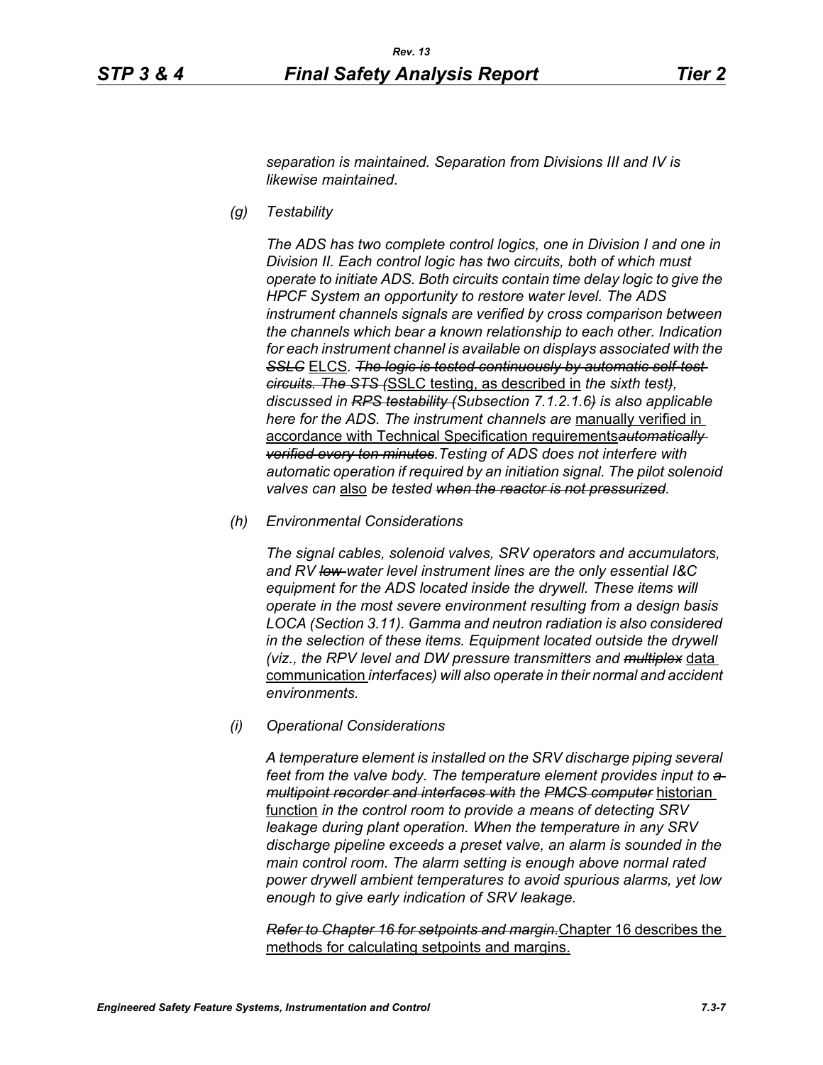*separation is maintained. Separation from Divisions III and IV is likewise maintained.*

*(g) Testability*

*The ADS has two complete control logics, one in Division I and one in Division II. Each control logic has two circuits, both of which must operate to initiate ADS. Both circuits contain time delay logic to give the HPCF System an opportunity to restore water level. The ADS instrument channels signals are verified by cross comparison between the channels which bear a known relationship to each other. Indication for each instrument channel is available on displays associated with the ~~SSLC~~* <u>ELCS</u>. *~~The logic is tested continuously by automatic self-test circuits. The STS (~~*<u>SSLC testing, as described in</u> *the sixth test~~)~~, discussed in ~~RPS testability (~~Subsection 7.1.2.1.6~~)~~ is also applicable here for the ADS. The instrument channels are* <u>manually verified in accordance with Technical Specification requirements</u>*~~automatically verified every ten minutes~~. Testing of ADS does not interfere with automatic operation if required by an initiation signal. The pilot solenoid valves can* <u>also</u> *be tested ~~when the reactor is not pressurized~~.*

*(h) Environmental Considerations*

*The signal cables, solenoid valves, SRV operators and accumulators, and RV ~~low~~ water level instrument lines are the only essential I&C equipment for the ADS located inside the drywell. These items will operate in the most severe environment resulting from a design basis LOCA (Section 3.11). Gamma and neutron radiation is also considered in the selection of these items. Equipment located outside the drywell (viz., the RPV level and DW pressure transmitters and ~~multiplex~~* <u>data communication</u> *interfaces) will also operate in their normal and accident environments.*

*(i) Operational Considerations*

*A temperature element is installed on the SRV discharge piping several feet from the valve body. The temperature element provides input to ~~a multipoint recorder and interfaces with~~ the ~~PMCS computer~~* <u>historian function</u> *in the control room to provide a means of detecting SRV leakage during plant operation. When the temperature in any SRV discharge pipeline exceeds a preset valve, an alarm is sounded in the main control room. The alarm setting is enough above normal rated power drywell ambient temperatures to avoid spurious alarms, yet low enough to give early indication of SRV leakage.*

*~~Refer to Chapter 16 for setpoints and margin.~~*<u>Chapter 16 describes the methods for calculating setpoints and margins.</u>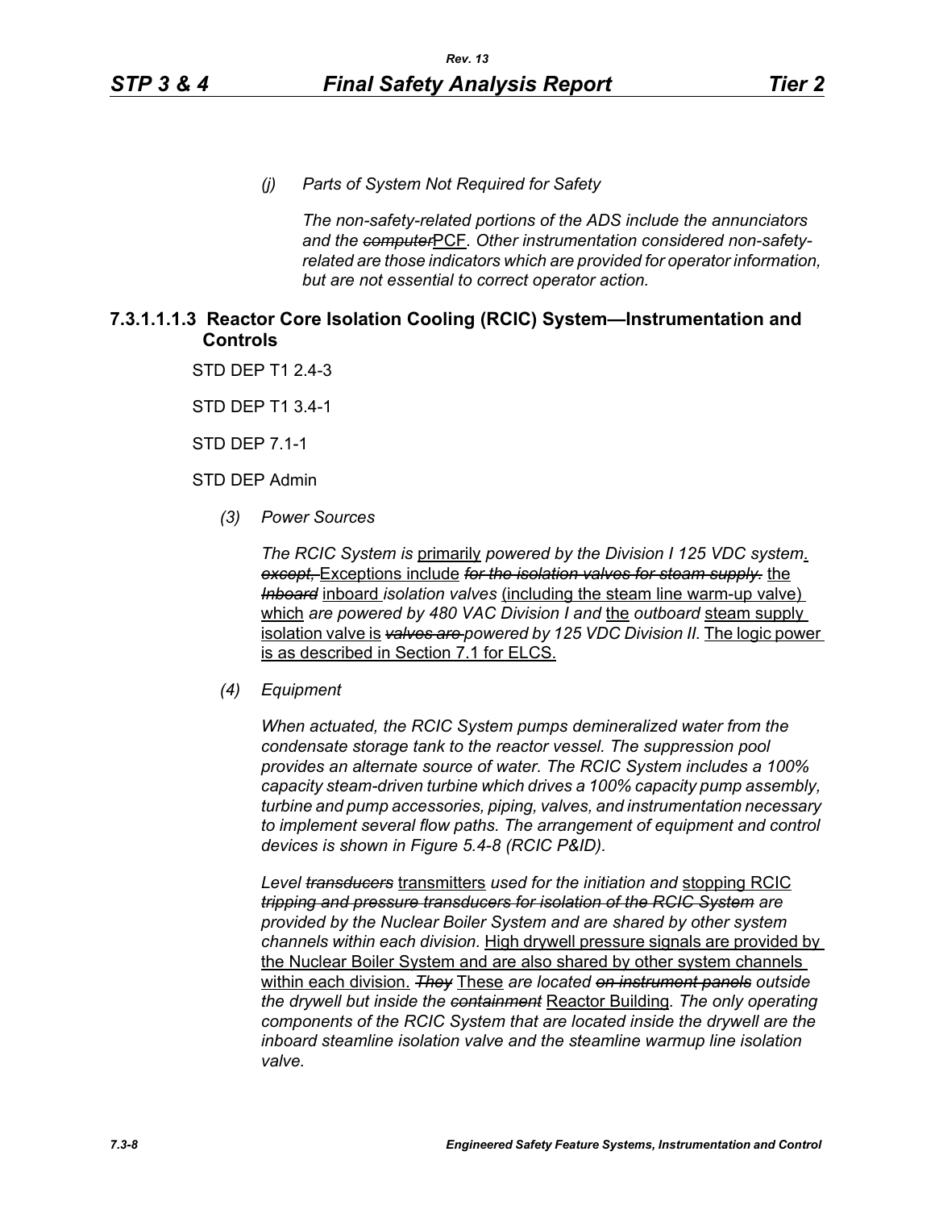*(j) Parts of System Not Required for Safety*

*The non-safety-related portions of the ADS include the annunciators and the ~~computer~~*PCF*. Other instrumentation considered non-safety-related are those indicators which are provided for operator information, but are not essential to correct operator action.*

### 7.3.1.1.1.3 Reactor Core Isolation Cooling (RCIC) System—Instrumentation and Controls

STD DEP T1 2.4-3

STD DEP T1 3.4-1

STD DEP 7.1-1

STD DEP Admin

*(3) Power Sources*

*The RCIC System is* primarily *powered by the Division I 125 VDC system*. ~~*except,*~~ Exceptions include ~~*for the isolation valves for steam supply.*~~ the ~~*Inboard*~~ inboard *isolation valves* (including the steam line warm-up valve) which *are powered by 480 VAC Division I and* the *outboard* steam supply isolation valve is ~~*valves are*~~ *powered by 125 VDC Division II.* The logic power is as described in Section 7.1 for ELCS.

*(4) Equipment*

*When actuated, the RCIC System pumps demineralized water from the condensate storage tank to the reactor vessel. The suppression pool provides an alternate source of water. The RCIC System includes a 100% capacity steam-driven turbine which drives a 100% capacity pump assembly, turbine and pump accessories, piping, valves, and instrumentation necessary to implement several flow paths. The arrangement of equipment and control devices is shown in Figure 5.4-8 (RCIC P&ID).*

*Level ~~transducers~~* transmitters *used for the initiation and* stopping RCIC ~~*tripping and pressure transducers for isolation of the RCIC System*~~ *are provided by the Nuclear Boiler System and are shared by other system channels within each division.* High drywell pressure signals are provided by the Nuclear Boiler System and are also shared by other system channels within each division. ~~*They*~~ These *are located ~~on instrument panels~~ outside the drywell but inside the ~~containment~~* Reactor Building*. The only operating components of the RCIC System that are located inside the drywell are the inboard steamline isolation valve and the steamline warmup line isolation valve.*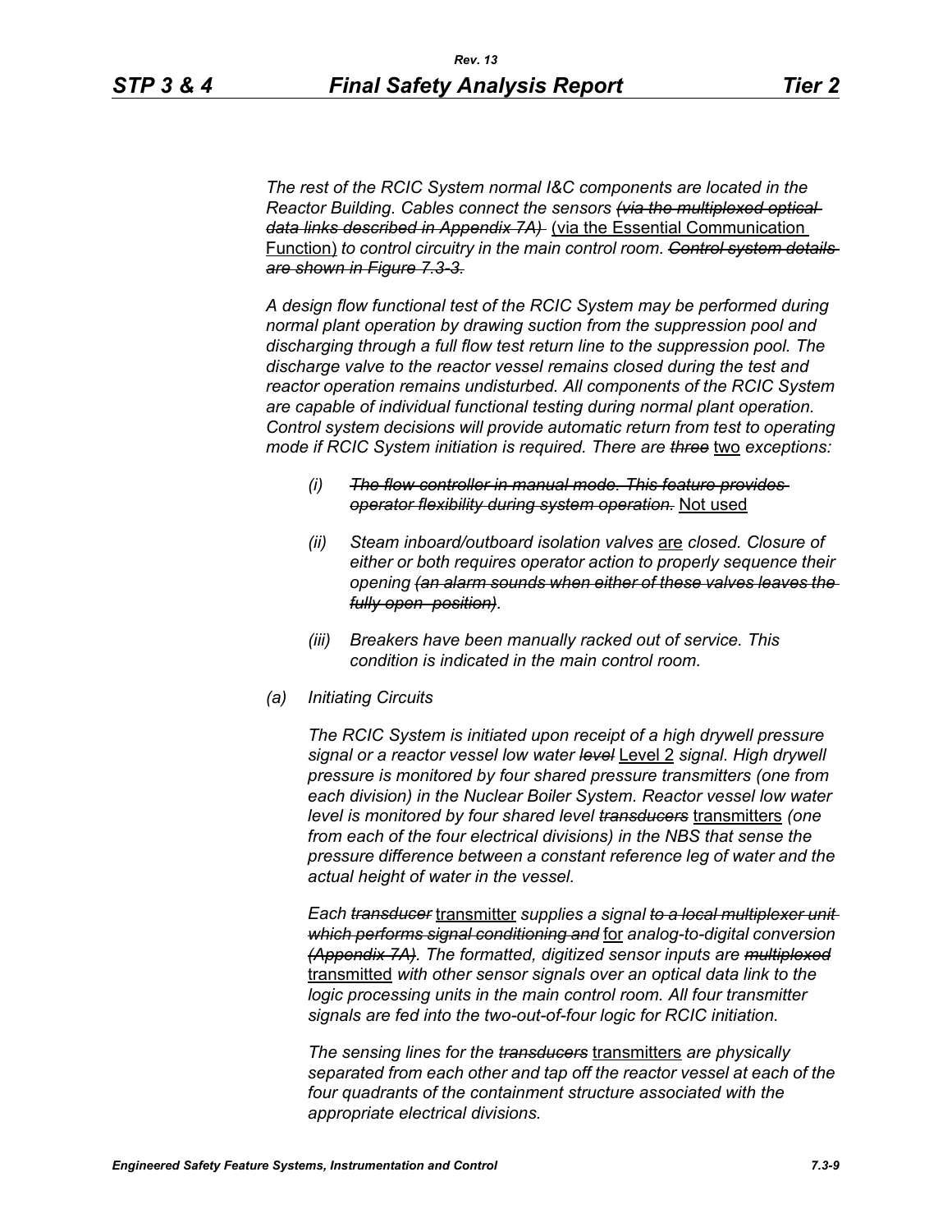*The rest of the RCIC System normal I&C components are located in the Reactor Building. Cables connect the sensors ~~(via the multiplexed optical data links described in Appendix 7A)~~* (via the Essential Communication Function) *to control circuitry in the main control room. ~~Control system details are shown in Figure 7.3-3.~~*

*A design flow functional test of the RCIC System may be performed during normal plant operation by drawing suction from the suppression pool and discharging through a full flow test return line to the suppression pool. The discharge valve to the reactor vessel remains closed during the test and reactor operation remains undisturbed. All components of the RCIC System are capable of individual functional testing during normal plant operation. Control system decisions will provide automatic return from test to operating mode if RCIC System initiation is required. There are ~~three~~* two *exceptions:*

*(i) ~~The flow controller in manual mode. This feature provides operator flexibility during system operation.~~* Not used

*(ii) Steam inboard/outboard isolation valves* are *closed. Closure of either or both requires operator action to properly sequence their opening ~~(an alarm sounds when either of these valves leaves the fully open position)~~.*

*(iii) Breakers have been manually racked out of service. This condition is indicated in the main control room.*

*(a) Initiating Circuits*

*The RCIC System is initiated upon receipt of a high drywell pressure signal or a reactor vessel low water ~~level~~* Level 2 *signal. High drywell pressure is monitored by four shared pressure transmitters (one from each division) in the Nuclear Boiler System. Reactor vessel low water level is monitored by four shared level ~~transducers~~* transmitters *(one from each of the four electrical divisions) in the NBS that sense the pressure difference between a constant reference leg of water and the actual height of water in the vessel.*

*Each ~~transducer~~* transmitter *supplies a signal ~~to a local multiplexer unit which performs signal conditioning and~~* for *analog-to-digital conversion ~~(Appendix 7A)~~. The formatted, digitized sensor inputs are ~~multiplexed~~* transmitted *with other sensor signals over an optical data link to the logic processing units in the main control room. All four transmitter signals are fed into the two-out-of-four logic for RCIC initiation.*

*The sensing lines for the ~~transducers~~* transmitters *are physically separated from each other and tap off the reactor vessel at each of the four quadrants of the containment structure associated with the appropriate electrical divisions.*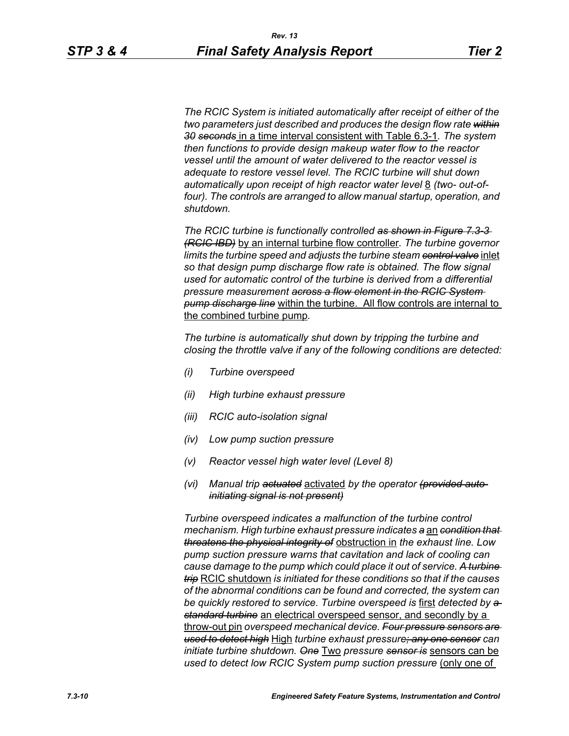*The RCIC System is initiated automatically after receipt of either of the two parameters just described and produces the design flow rate ~~within 30 seconds~~* in a time interval consistent with Table 6.3-1*. The system then functions to provide design makeup water flow to the reactor vessel until the amount of water delivered to the reactor vessel is adequate to restore vessel level. The RCIC turbine will shut down automatically upon receipt of high reactor water level* 8 *(two- out-of-four). The controls are arranged to allow manual startup, operation, and shutdown.*

*The RCIC turbine is functionally controlled ~~as shown in Figure 7.3-3 (RCIC IBD)~~* by an internal turbine flow controller*. The turbine governor limits the turbine speed and adjusts the turbine steam ~~control valve~~* inlet *so that design pump discharge flow rate is obtained. The flow signal used for automatic control of the turbine is derived from a differential pressure measurement ~~across a flow element in the RCIC System pump discharge line~~* within the turbine. All flow controls are internal to the combined turbine pump*.*

*The turbine is automatically shut down by tripping the turbine and closing the throttle valve if any of the following conditions are detected:*

- *(i) Turbine overspeed*
- *(ii) High turbine exhaust pressure*
- *(iii) RCIC auto-isolation signal*
- *(iv) Low pump suction pressure*
- *(v) Reactor vessel high water level (Level 8)*
- *(vi) Manual trip ~~actuated~~* activated *by the operator ~~(provided auto-initiating signal is not present)~~*

*Turbine overspeed indicates a malfunction of the turbine control mechanism. High turbine exhaust pressure indicates ~~a~~* an *~~condition that threatens the physical integrity of~~* obstruction in *the exhaust line. Low pump suction pressure warns that cavitation and lack of cooling can cause damage to the pump which could place it out of service. ~~A turbine trip~~* RCIC shutdown *is initiated for these conditions so that if the causes of the abnormal conditions can be found and corrected, the system can be quickly restored to service. Turbine overspeed is* first *detected by ~~a standard turbine~~* an electrical overspeed sensor, and secondly by a throw-out pin *overspeed mechanical device. ~~Four pressure sensors are used to detect high~~* High *turbine exhaust pressure~~; any one sensor~~ can initiate turbine shutdown. ~~One~~* Two *pressure ~~sensor is~~* sensors can be *used to detect low RCIC System pump suction pressure* (only one of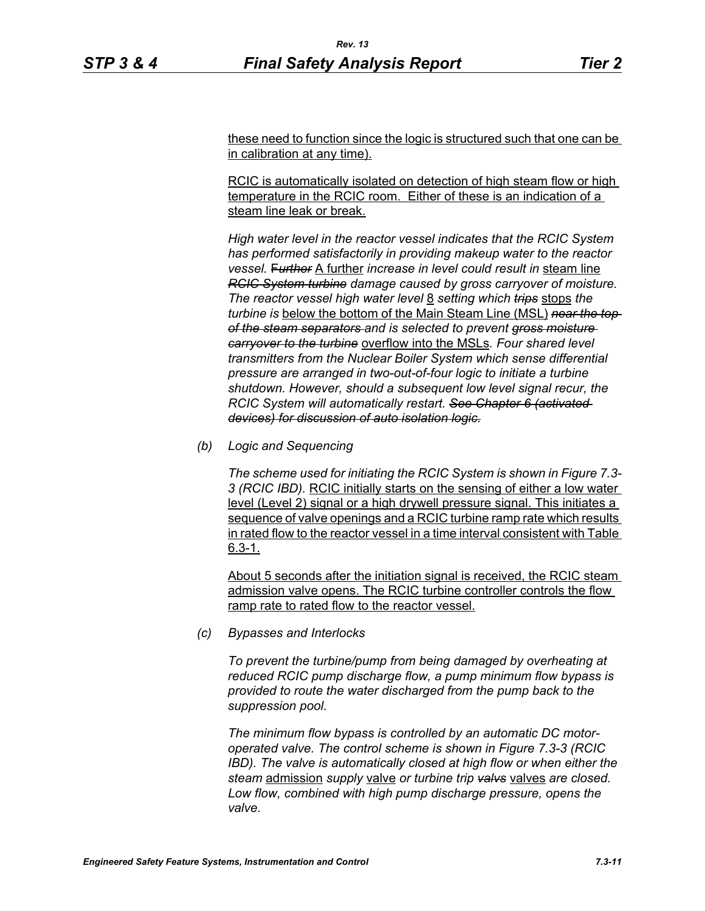these need to function since the logic is structured such that one can be in calibration at any time).

RCIC is automatically isolated on detection of high steam flow or high temperature in the RCIC room. Either of these is an indication of a steam line leak or break.

*High water level in the reactor vessel indicates that the RCIC System has performed satisfactorily in providing makeup water to the reactor vessel.* ~~*Further*~~ A further *increase in level could result in* steam line ~~*RCIC System turbine*~~ *damage caused by gross carryover of moisture. The reactor vessel high water level* 8 *setting which* ~~*trips*~~ stops *the turbine is* below the bottom of the Main Steam Line (MSL) ~~*near the top of the steam separators*~~ *and is selected to prevent* ~~*gross moisture carryover to the turbine*~~ overflow into the MSLs*. Four shared level transmitters from the Nuclear Boiler System which sense differential pressure are arranged in two-out-of-four logic to initiate a turbine shutdown. However, should a subsequent low level signal recur, the RCIC System will automatically restart.* ~~*See Chapter 6 (activated devices) for discussion of auto isolation logic.*~~

*(b) Logic and Sequencing*

*The scheme used for initiating the RCIC System is shown in Figure 7.3-3 (RCIC IBD).* RCIC initially starts on the sensing of either a low water level (Level 2) signal or a high drywell pressure signal. This initiates a sequence of valve openings and a RCIC turbine ramp rate which results in rated flow to the reactor vessel in a time interval consistent with Table 6.3-1.

About 5 seconds after the initiation signal is received, the RCIC steam admission valve opens. The RCIC turbine controller controls the flow ramp rate to rated flow to the reactor vessel.

*(c) Bypasses and Interlocks*

*To prevent the turbine/pump from being damaged by overheating at reduced RCIC pump discharge flow, a pump minimum flow bypass is provided to route the water discharged from the pump back to the suppression pool.*

*The minimum flow bypass is controlled by an automatic DC motor-operated valve. The control scheme is shown in Figure 7.3-3 (RCIC IBD). The valve is automatically closed at high flow or when either the steam* admission *supply* valve *or turbine trip* ~~*valvs*~~ valves *are closed. Low flow, combined with high pump discharge pressure, opens the valve.*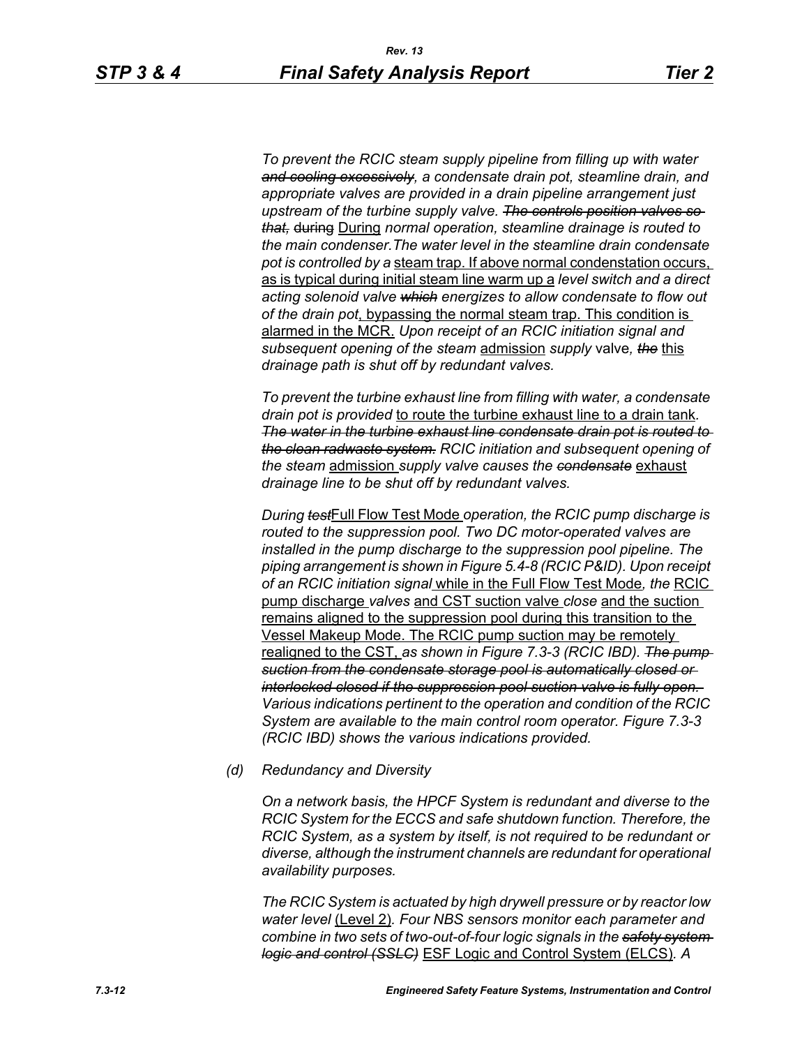*To prevent the RCIC steam supply pipeline from filling up with water ~~and cooling excessively~~, a condensate drain pot, steamline drain, and appropriate valves are provided in a drain pipeline arrangement just upstream of the turbine supply valve. ~~The controls position valves so that,~~* ~~during~~ During *normal operation, steamline drainage is routed to the main condenser.The water level in the steamline drain condensate pot is controlled by a* steam trap. If above normal condenstation occurs, as is typical during initial steam line warm up a *level switch and a direct acting solenoid valve ~~which~~ energizes to allow condensate to flow out of the drain pot*, bypassing the normal steam trap. This condition is alarmed in the MCR. *Upon receipt of an RCIC initiation signal and subsequent opening of the steam* admission *supply* valve*, ~~the~~* this *drainage path is shut off by redundant valves.*

*To prevent the turbine exhaust line from filling with water, a condensate drain pot is provided* to route the turbine exhaust line to a drain tank*. ~~The water in the turbine exhaust line condensate drain pot is routed to the clean radwaste system.~~ RCIC initiation and subsequent opening of the steam* admission *supply valve causes the ~~condensate~~* exhaust *drainage line to be shut off by redundant valves.*

*During ~~test~~*Full Flow Test Mode *operation, the RCIC pump discharge is routed to the suppression pool. Two DC motor-operated valves are installed in the pump discharge to the suppression pool pipeline. The piping arrangement is shown in Figure 5.4-8 (RCIC P&ID). Upon receipt of an RCIC initiation signal* while in the Full Flow Test Mode*, the* RCIC pump discharge *valves* and CST suction valve *close* and the suction remains aligned to the suppression pool during this transition to the Vessel Makeup Mode. The RCIC pump suction may be remotely realigned to the CST, *as shown in Figure 7.3-3 (RCIC IBD). ~~The pump suction from the condensate storage pool is automatically closed or interlocked closed if the suppression pool suction valve is fully open.~~ Various indications pertinent to the operation and condition of the RCIC System are available to the main control room operator. Figure 7.3-3 (RCIC IBD) shows the various indications provided.*

*(d) Redundancy and Diversity*

*On a network basis, the HPCF System is redundant and diverse to the RCIC System for the ECCS and safe shutdown function. Therefore, the RCIC System, as a system by itself, is not required to be redundant or diverse, although the instrument channels are redundant for operational availability purposes.*

*The RCIC System is actuated by high drywell pressure or by reactor low water level* (Level 2)*. Four NBS sensors monitor each parameter and combine in two sets of two-out-of-four logic signals in the ~~safety system logic and control (SSLC)~~* ESF Logic and Control System (ELCS)*. A*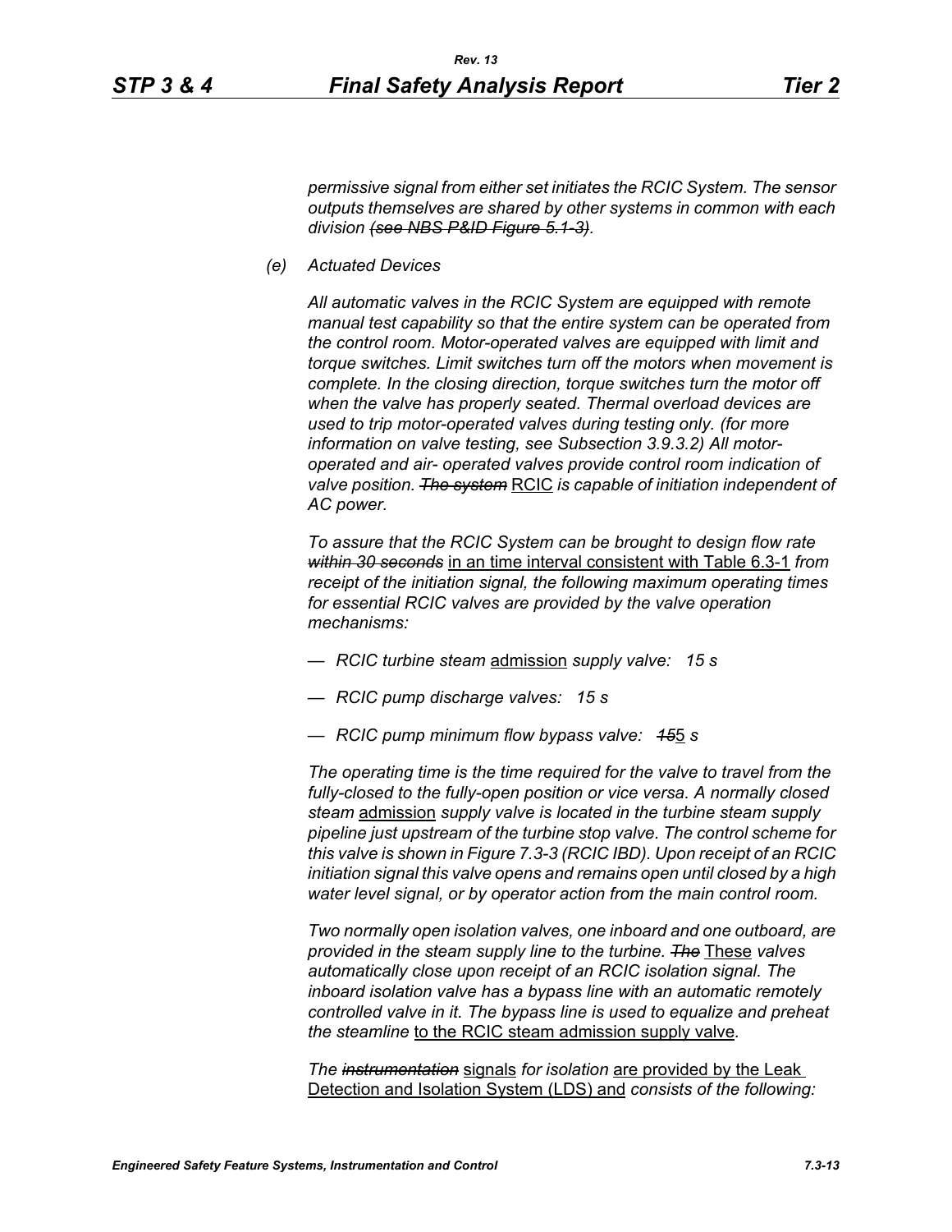*permissive signal from either set initiates the RCIC System. The sensor outputs themselves are shared by other systems in common with each division ~~(see NBS P&ID Figure 5.1-3)~~.*

*(e) Actuated Devices*

*All automatic valves in the RCIC System are equipped with remote manual test capability so that the entire system can be operated from the control room. Motor-operated valves are equipped with limit and torque switches. Limit switches turn off the motors when movement is complete. In the closing direction, torque switches turn the motor off when the valve has properly seated. Thermal overload devices are used to trip motor-operated valves during testing only. (for more information on valve testing, see Subsection 3.9.3.2) All motor-operated and air- operated valves provide control room indication of valve position. ~~The system~~* <u>RCIC</u> *is capable of initiation independent of AC power.*

*To assure that the RCIC System can be brought to design flow rate ~~within 30 seconds~~* <u>in an time interval consistent with Table 6.3-1</u> *from receipt of the initiation signal, the following maximum operating times for essential RCIC valves are provided by the valve operation mechanisms:*

- *RCIC turbine steam* <u>admission</u> *supply valve: 15 s*
- *RCIC pump discharge valves: 15 s*
- *RCIC pump minimum flow bypass valve: ~~15~~*<u>5</u> *s*

*The operating time is the time required for the valve to travel from the fully-closed to the fully-open position or vice versa. A normally closed steam* <u>admission</u> *supply valve is located in the turbine steam supply pipeline just upstream of the turbine stop valve. The control scheme for this valve is shown in Figure 7.3-3 (RCIC IBD). Upon receipt of an RCIC initiation signal this valve opens and remains open until closed by a high water level signal, or by operator action from the main control room.*

*Two normally open isolation valves, one inboard and one outboard, are provided in the steam supply line to the turbine. ~~The~~* <u>These</u> *valves automatically close upon receipt of an RCIC isolation signal. The inboard isolation valve has a bypass line with an automatic remotely controlled valve in it. The bypass line is used to equalize and preheat the steamline* <u>to the RCIC steam admission supply valve</u>*.*

*The ~~instrumentation~~* <u>signals</u> *for isolation* <u>are provided by the Leak Detection and Isolation System (LDS) and</u> *consists of the following:*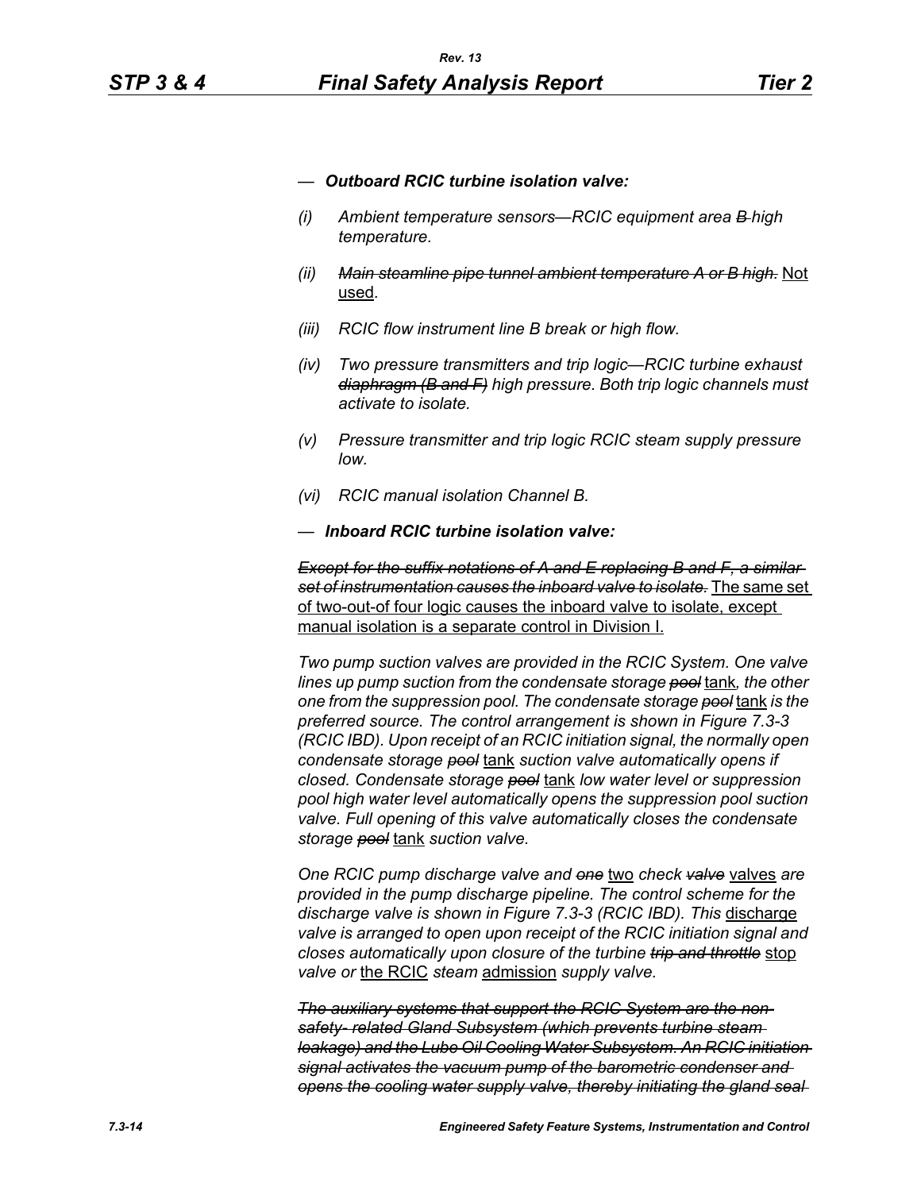— ***Outboard RCIC turbine isolation valve:***

*(i) Ambient temperature sensors—RCIC equipment area ~~B~~ high temperature.*

*(ii) ~~Main steamline pipe tunnel ambient temperature A or B high.~~* <u>Not used</u>.

*(iii) RCIC flow instrument line B break or high flow.*

*(iv) Two pressure transmitters and trip logic—RCIC turbine exhaust ~~diaphragm (B and F)~~ high pressure. Both trip logic channels must activate to isolate.*

*(v) Pressure transmitter and trip logic RCIC steam supply pressure low.*

*(vi) RCIC manual isolation Channel B.*

— ***Inboard RCIC turbine isolation valve:***

*~~Except for the suffix notations of A and E replacing B and F, a similar set of instrumentation causes the inboard valve to isolate.~~* <u>The same set of two-out-of four logic causes the inboard valve to isolate, except manual isolation is a separate control in Division I.</u>

*Two pump suction valves are provided in the RCIC System. One valve lines up pump suction from the condensate storage ~~pool~~* <u>tank</u>*, the other one from the suppression pool. The condensate storage ~~pool~~* <u>tank</u> *is the preferred source. The control arrangement is shown in Figure 7.3-3 (RCIC IBD). Upon receipt of an RCIC initiation signal, the normally open condensate storage ~~pool~~* <u>tank</u> *suction valve automatically opens if closed. Condensate storage ~~pool~~* <u>tank</u> *low water level or suppression pool high water level automatically opens the suppression pool suction valve. Full opening of this valve automatically closes the condensate storage ~~pool~~* <u>tank</u> *suction valve.*

*One RCIC pump discharge valve and ~~one~~* <u>two</u> *check ~~valve~~* <u>valves</u> *are provided in the pump discharge pipeline. The control scheme for the discharge valve is shown in Figure 7.3-3 (RCIC IBD). This* <u>discharge</u> *valve is arranged to open upon receipt of the RCIC initiation signal and closes automatically upon closure of the turbine ~~trip and throttle~~* <u>stop</u> *valve or* <u>the RCIC</u> *steam* <u>admission</u> *supply valve.*

*~~The auxiliary systems that support the RCIC System are the non-safety- related Gland Subsystem (which prevents turbine steam leakage) and the Lube Oil Cooling Water Subsystem. An RCIC initiation signal activates the vacuum pump of the barometric condenser and opens the cooling water supply valve, thereby initiating the gland seal~~*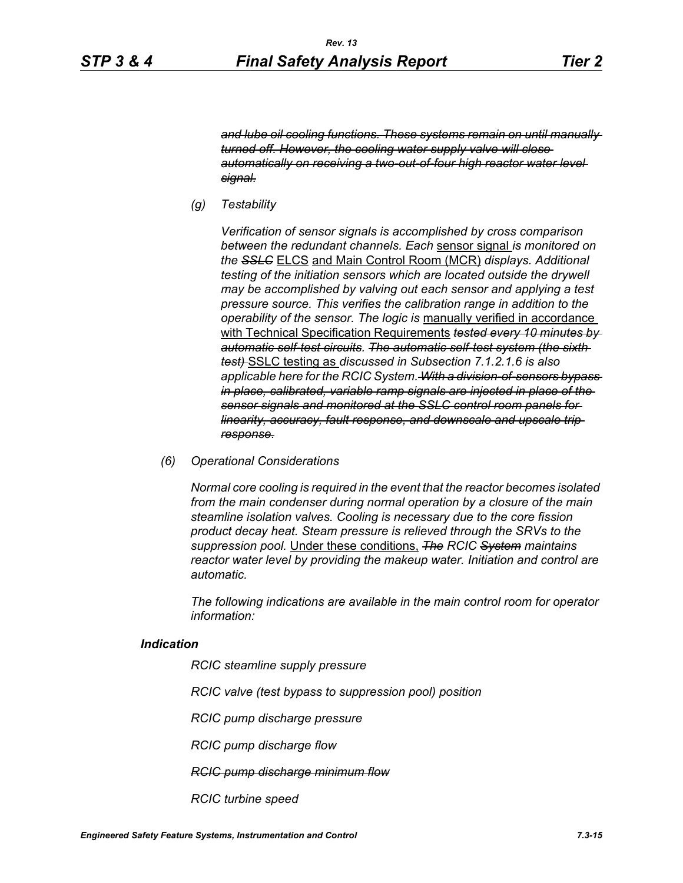~~*and lube oil cooling functions. These systems remain on until manually turned off. However, the cooling water supply valve will close automatically on receiving a two-out-of-four high reactor water level signal.*~~

*(g) Testability*

*Verification of sensor signals is accomplished by cross comparison between the redundant channels. Each* <u>sensor signal</u> *is monitored on the* ~~*SSLC*~~ <u>ELCS</u> <u>and Main Control Room (MCR)</u> *displays. Additional testing of the initiation sensors which are located outside the drywell may be accomplished by valving out each sensor and applying a test pressure source. This verifies the calibration range in addition to the operability of the sensor. The logic is* <u>manually verified in accordance with Technical Specification Requirements</u> ~~*tested every 10 minutes by automatic self-test circuits*~~*.* ~~*The automatic self-test system (the sixth test)*~~ <u>SSLC testing as</u> *discussed in Subsection 7.1.2.1.6 is also applicable here for the RCIC System.* ~~*With a division-of-sensors bypass in place, calibrated, variable ramp signals are injected in place of the sensor signals and monitored at the SSLC control room panels for linearity, accuracy, fault response, and downscale and upscale trip response.*~~

*(6) Operational Considerations*

*Normal core cooling is required in the event that the reactor becomes isolated from the main condenser during normal operation by a closure of the main steamline isolation valves. Cooling is necessary due to the core fission product decay heat. Steam pressure is relieved through the SRVs to the suppression pool.* <u>Under these conditions,</u> ~~*The*~~ *RCIC* ~~*System*~~ *maintains reactor water level by providing the makeup water. Initiation and control are automatic.*

*The following indications are available in the main control room for operator information:*

***Indication***

*RCIC steamline supply pressure*

*RCIC valve (test bypass to suppression pool) position*

*RCIC pump discharge pressure*

*RCIC pump discharge flow*

~~*RCIC pump discharge minimum flow*~~

*RCIC turbine speed*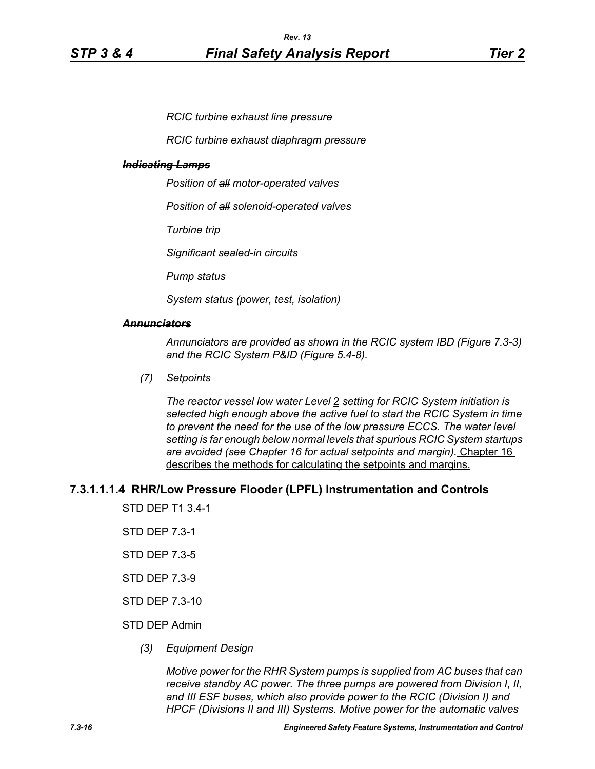*RCIC turbine exhaust line pressure*

~~*RCIC turbine exhaust diaphragm pressure*~~

~~***Indicating Lamps***~~

*Position of ~~all~~ motor-operated valves*

*Position of ~~all~~ solenoid-operated valves*

*Turbine trip*

~~*Significant sealed-in circuits*~~

~~*Pump status*~~

*System status (power, test, isolation)*

~~***Annunciators***~~

*Annunciators ~~are provided as shown in the RCIC system IBD (Figure 7.3-3) and the RCIC System P&ID (Figure 5.4-8).~~*

*(7) Setpoints*

*The reactor vessel low water Level* <u>2</u> *setting for RCIC System initiation is selected high enough above the active fuel to start the RCIC System in time to prevent the need for the use of the low pressure ECCS. The water level setting is far enough below normal levels that spurious RCIC System startups are avoided ~~(see Chapter 16 for actual setpoints and margin).~~* <u>Chapter 16 describes the methods for calculating the setpoints and margins.</u>

### 7.3.1.1.1.4 RHR/Low Pressure Flooder (LPFL) Instrumentation and Controls

STD DEP T1 3.4-1

STD DEP 7.3-1

STD DEP 7.3-5

STD DEP 7.3-9

STD DEP 7.3-10

STD DEP Admin

*(3) Equipment Design*

*Motive power for the RHR System pumps is supplied from AC buses that can receive standby AC power. The three pumps are powered from Division I, II, and III ESF buses, which also provide power to the RCIC (Division I) and HPCF (Divisions II and III) Systems. Motive power for the automatic valves*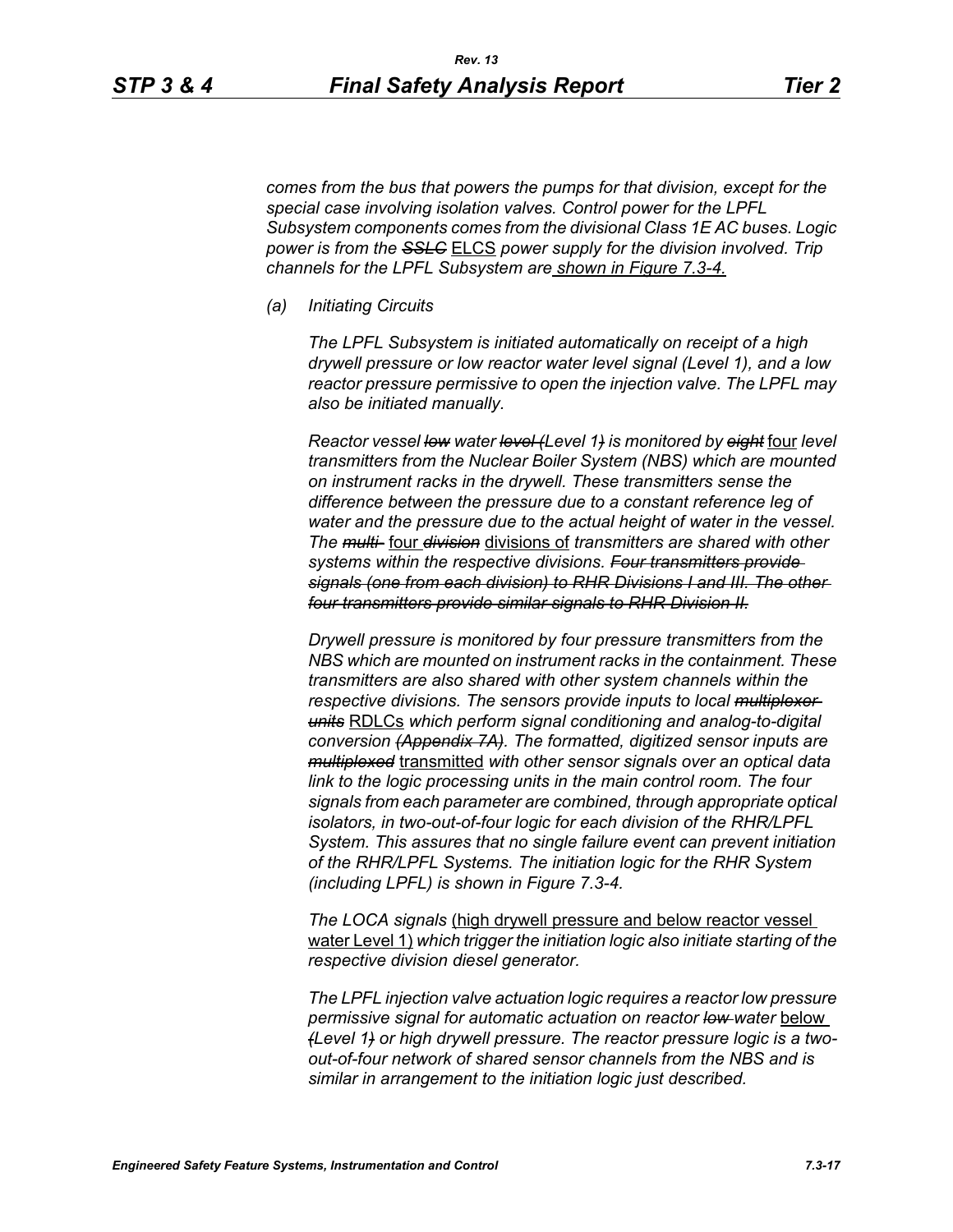*comes from the bus that powers the pumps for that division, except for the special case involving isolation valves. Control power for the LPFL Subsystem components comes from the divisional Class 1E AC buses. Logic power is from the ~~SSLC~~ ELCS power supply for the division involved. Trip channels for the LPFL Subsystem are shown in Figure 7.3-4.*

*(a) Initiating Circuits*

*The LPFL Subsystem is initiated automatically on receipt of a high drywell pressure or low reactor water level signal (Level 1), and a low reactor pressure permissive to open the injection valve. The LPFL may also be initiated manually.*

*Reactor vessel ~~low~~ water ~~level (~~Level 1~~)~~ is monitored by ~~eight~~ four level transmitters from the Nuclear Boiler System (NBS) which are mounted on instrument racks in the drywell. These transmitters sense the difference between the pressure due to a constant reference leg of water and the pressure due to the actual height of water in the vessel. The ~~multi-~~ four ~~division~~ divisions of transmitters are shared with other systems within the respective divisions. ~~Four transmitters provide signals (one from each division) to RHR Divisions I and III. The other four transmitters provide similar signals to RHR Division II.~~*

*Drywell pressure is monitored by four pressure transmitters from the NBS which are mounted on instrument racks in the containment. These transmitters are also shared with other system channels within the respective divisions. The sensors provide inputs to local ~~multiplexer units~~ RDLCs which perform signal conditioning and analog-to-digital conversion ~~(Appendix 7A)~~. The formatted, digitized sensor inputs are ~~multiplexed~~ transmitted with other sensor signals over an optical data link to the logic processing units in the main control room. The four signals from each parameter are combined, through appropriate optical isolators, in two-out-of-four logic for each division of the RHR/LPFL System. This assures that no single failure event can prevent initiation of the RHR/LPFL Systems. The initiation logic for the RHR System (including LPFL) is shown in Figure 7.3-4.*

*The LOCA signals (high drywell pressure and below reactor vessel water Level 1) which trigger the initiation logic also initiate starting of the respective division diesel generator.*

*The LPFL injection valve actuation logic requires a reactor low pressure permissive signal for automatic actuation on reactor ~~low~~ water below ~~(~~Level 1~~)~~ or high drywell pressure. The reactor pressure logic is a two-out-of-four network of shared sensor channels from the NBS and is similar in arrangement to the initiation logic just described.*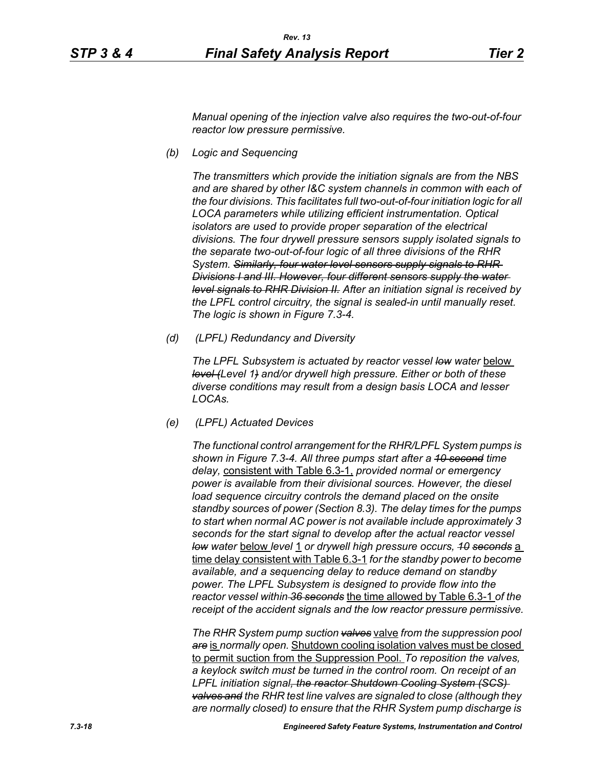*Manual opening of the injection valve also requires the two-out-of-four reactor low pressure permissive.*

*(b) Logic and Sequencing*

*The transmitters which provide the initiation signals are from the NBS and are shared by other I&C system channels in common with each of the four divisions. This facilitates full two-out-of-four initiation logic for all LOCA parameters while utilizing efficient instrumentation. Optical isolators are used to provide proper separation of the electrical divisions. The four drywell pressure sensors supply isolated signals to the separate two-out-of-four logic of all three divisions of the RHR System. ~~Similarly, four water level sensors supply signals to RHR Divisions I and III. However, four different sensors supply the water level signals to RHR Division II.~~ After an initiation signal is received by the LPFL control circuitry, the signal is sealed-in until manually reset. The logic is shown in Figure 7.3-4.*

*(d) (LPFL) Redundancy and Diversity*

*The LPFL Subsystem is actuated by reactor vessel ~~low~~ water* below *~~level (~~Level 1~~)~~ and/or drywell high pressure. Either or both of these diverse conditions may result from a design basis LOCA and lesser LOCAs.*

*(e) (LPFL) Actuated Devices*

*The functional control arrangement for the RHR/LPFL System pumps is shown in Figure 7.3-4. All three pumps start after a ~~10 second~~ time delay,* consistent with Table 6.3-1, *provided normal or emergency power is available from their divisional sources. However, the diesel load sequence circuitry controls the demand placed on the onsite standby sources of power (Section 8.3). The delay times for the pumps to start when normal AC power is not available include approximately 3 seconds for the start signal to develop after the actual reactor vessel ~~low~~ water* below *level* 1 *or drywell high pressure occurs, ~~10 seconds~~* a time delay consistent with Table 6.3-1 *for the standby power to become available, and a sequencing delay to reduce demand on standby power. The LPFL Subsystem is designed to provide flow into the reactor vessel within ~~36 seconds~~* the time allowed by Table 6.3-1 *of the receipt of the accident signals and the low reactor pressure permissive.*

*The RHR System pump suction ~~valves~~* valve *from the suppression pool ~~are~~* is *normally open.* Shutdown cooling isolation valves must be closed to permit suction from the Suppression Pool. *To reposition the valves, a keylock switch must be turned in the control room. On receipt of an LPFL initiation signal~~, the reactor Shutdown Cooling System (SCS) valves and~~ the RHR test line valves are signaled to close (although they are normally closed) to ensure that the RHR System pump discharge is*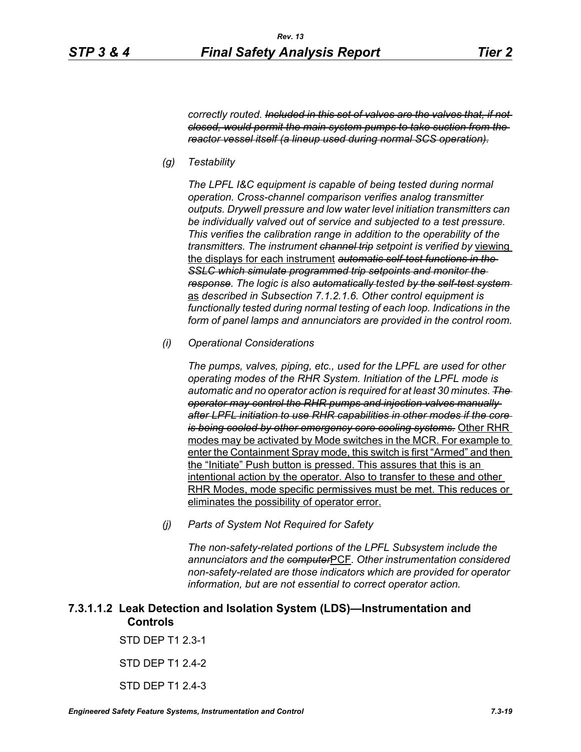*correctly routed. ~~Included in this set of valves are the valves that, if not closed, would permit the main system pumps to take suction from the reactor vessel itself (a lineup used during normal SCS operation).~~*

*(g) Testability*

*The LPFL I&C equipment is capable of being tested during normal operation. Cross-channel comparison verifies analog transmitter outputs. Drywell pressure and low water level initiation transmitters can be individually valved out of service and subjected to a test pressure. This verifies the calibration range in addition to the operability of the transmitters. The instrument ~~channel trip~~ setpoint is verified by* viewing the displays for each instrument *~~automatic self-test functions in the SSLC which simulate programmed trip setpoints and monitor the response~~. The logic is also ~~automatically~~ tested ~~by the self-test system~~* as *described in Subsection 7.1.2.1.6. Other control equipment is functionally tested during normal testing of each loop. Indications in the form of panel lamps and annunciators are provided in the control room.*

*(i) Operational Considerations*

*The pumps, valves, piping, etc., used for the LPFL are used for other operating modes of the RHR System. Initiation of the LPFL mode is automatic and no operator action is required for at least 30 minutes. ~~The operator may control the RHR pumps and injection valves manually after LPFL initiation to use RHR capabilities in other modes if the core is being cooled by other emergency core cooling systems.~~* Other RHR modes may be activated by Mode switches in the MCR. For example to enter the Containment Spray mode, this switch is first "Armed" and then the "Initiate" Push button is pressed. This assures that this is an intentional action by the operator. Also to transfer to these and other RHR Modes, mode specific permissives must be met. This reduces or eliminates the possibility of operator error.

*(j) Parts of System Not Required for Safety*

*The non-safety-related portions of the LPFL Subsystem include the annunciators and the ~~computer~~*PCF*. Other instrumentation considered non-safety-related are those indicators which are provided for operator information, but are not essential to correct operator action.*

#### 7.3.1.1.2 Leak Detection and Isolation System (LDS)—Instrumentation and Controls

STD DEP T1 2.3-1

STD DEP T1 2.4-2

STD DEP T1 2.4-3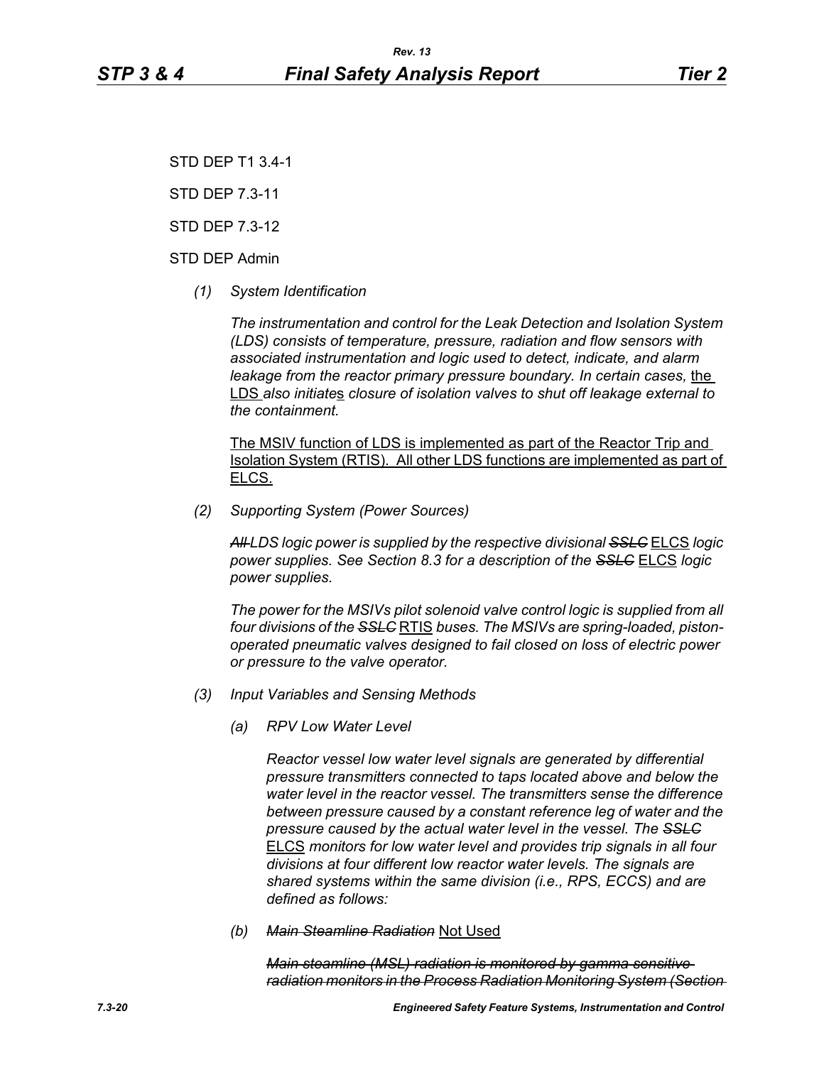STD DEP T1 3.4-1

STD DEP 7.3-11

STD DEP 7.3-12

STD DEP Admin

*(1) System Identification*

*The instrumentation and control for the Leak Detection and Isolation System (LDS) consists of temperature, pressure, radiation and flow sensors with associated instrumentation and logic used to detect, indicate, and alarm leakage from the reactor primary pressure boundary. In certain cases,* the LDS *also initiate*s *closure of isolation valves to shut off leakage external to the containment.*

The MSIV function of LDS is implemented as part of the Reactor Trip and Isolation System (RTIS). All other LDS functions are implemented as part of ELCS.

*(2) Supporting System (Power Sources)*

~~*All*~~ *LDS logic power is supplied by the respective divisional* ~~*SSLC*~~ ELCS *logic power supplies. See Section 8.3 for a description of the* ~~*SSLC*~~ ELCS *logic power supplies.*

*The power for the MSIVs pilot solenoid valve control logic is supplied from all four divisions of the* ~~*SSLC*~~ RTIS *buses. The MSIVs are spring-loaded, piston-operated pneumatic valves designed to fail closed on loss of electric power or pressure to the valve operator.*

*(3) Input Variables and Sensing Methods*

*(a) RPV Low Water Level*

*Reactor vessel low water level signals are generated by differential pressure transmitters connected to taps located above and below the water level in the reactor vessel. The transmitters sense the difference between pressure caused by a constant reference leg of water and the pressure caused by the actual water level in the vessel. The* ~~*SSLC*~~ ELCS *monitors for low water level and provides trip signals in all four divisions at four different low reactor water levels. The signals are shared systems within the same division (i.e., RPS, ECCS) and are defined as follows:*

*(b)* ~~*Main Steamline Radiation*~~ Not Used

~~*Main steamline (MSL) radiation is monitored by gamma sensitive radiation monitors in the Process Radiation Monitoring System (Section*~~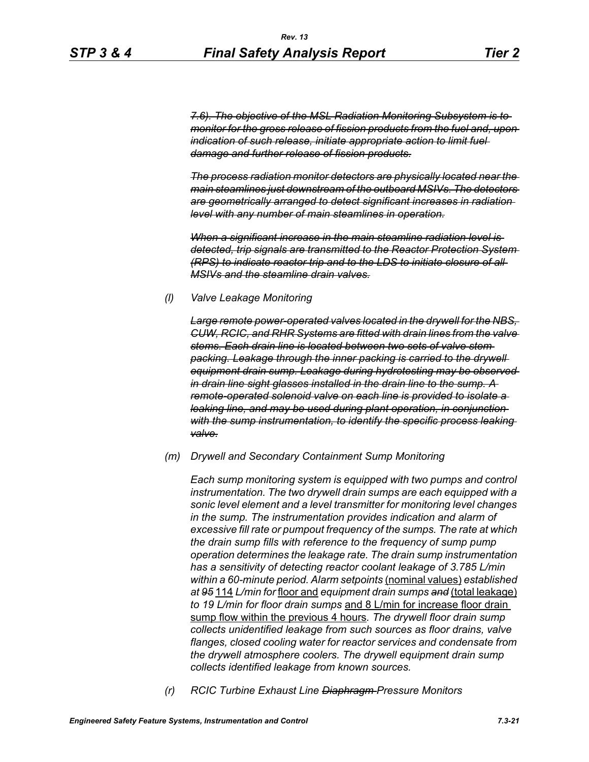~~*7.6). The objective of the MSL Radiation Monitoring Subsystem is to monitor for the gross release of fission products from the fuel and, upon indication of such release, initiate appropriate action to limit fuel damage and further release of fission products.*~~

~~*The process radiation monitor detectors are physically located near the main steamlines just downstream of the outboard MSIVs. The detectors are geometrically arranged to detect significant increases in radiation level with any number of main steamlines in operation.*~~

~~*When a significant increase in the main steamline radiation level is detected, trip signals are transmitted to the Reactor Protection System (RPS) to indicate reactor trip and to the LDS to initiate closure of all MSIVs and the steamline drain valves.*~~

*(l) Valve Leakage Monitoring*

~~*Large remote power-operated valves located in the drywell for the NBS, CUW, RCIC, and RHR Systems are fitted with drain lines from the valve stems. Each drain line is located between two sets of valve stem packing. Leakage through the inner packing is carried to the drywell equipment drain sump. Leakage during hydrotesting may be observed in drain line sight glasses installed in the drain line to the sump. A remote-operated solenoid valve on each line is provided to isolate a leaking line, and may be used during plant operation, in conjunction with the sump instrumentation, to identify the specific process leaking valve.*~~

*(m) Drywell and Secondary Containment Sump Monitoring*

*Each sump monitoring system is equipped with two pumps and control instrumentation. The two drywell drain sumps are each equipped with a sonic level element and a level transmitter for monitoring level changes in the sump. The instrumentation provides indication and alarm of excessive fill rate or pumpout frequency of the sumps. The rate at which the drain sump fills with reference to the frequency of sump pump operation determines the leakage rate. The drain sump instrumentation has a sensitivity of detecting reactor coolant leakage of 3.785 L/min within a 60-minute period. Alarm setpoints* <u>(nominal values)</u> *established at ~~95~~* <u>114</u> *L/min for* <u>floor and</u> *equipment drain sumps ~~and~~* <u>(total leakage)</u> *to 19 L/min for floor drain sumps* <u>and 8 L/min for increase floor drain sump flow within the previous 4 hours</u>*. The drywell floor drain sump collects unidentified leakage from such sources as floor drains, valve flanges, closed cooling water for reactor services and condensate from the drywell atmosphere coolers. The drywell equipment drain sump collects identified leakage from known sources.*

*(r) RCIC Turbine Exhaust Line ~~Diaphragm~~ Pressure Monitors*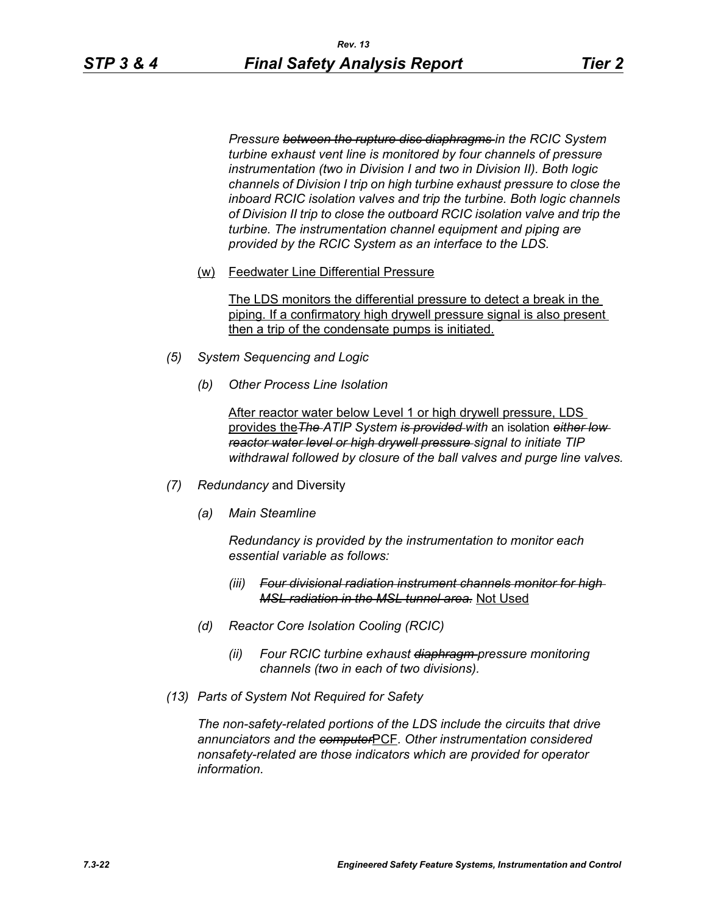*Pressure ~~between the rupture disc diaphragms~~ in the RCIC System turbine exhaust vent line is monitored by four channels of pressure instrumentation (two in Division I and two in Division II). Both logic channels of Division I trip on high turbine exhaust pressure to close the inboard RCIC isolation valves and trip the turbine. Both logic channels of Division II trip to close the outboard RCIC isolation valve and trip the turbine. The instrumentation channel equipment and piping are provided by the RCIC System as an interface to the LDS.*

(w) Feedwater Line Differential Pressure

The LDS monitors the differential pressure to detect a break in the piping. If a confirmatory high drywell pressure signal is also present then a trip of the condensate pumps is initiated.

*(5) System Sequencing and Logic*

*(b) Other Process Line Isolation*

After reactor water below Level 1 or high drywell pressure, LDS provides the *~~The~~ ATIP System ~~is provided~~ with* an isolation *~~either low reactor water level or high drywell pressure~~ signal to initiate TIP withdrawal followed by closure of the ball valves and purge line valves.*

*(7) Redundancy* and Diversity

*(a) Main Steamline*

*Redundancy is provided by the instrumentation to monitor each essential variable as follows:*

*(iii) ~~Four divisional radiation instrument channels monitor for high MSL radiation in the MSL tunnel area.~~* Not Used

*(d) Reactor Core Isolation Cooling (RCIC)*

*(ii) Four RCIC turbine exhaust ~~diaphragm~~ pressure monitoring channels (two in each of two divisions).*

*(13) Parts of System Not Required for Safety*

*The non-safety-related portions of the LDS include the circuits that drive annunciators and the ~~computer~~*PCF*. Other instrumentation considered nonsafety-related are those indicators which are provided for operator information.*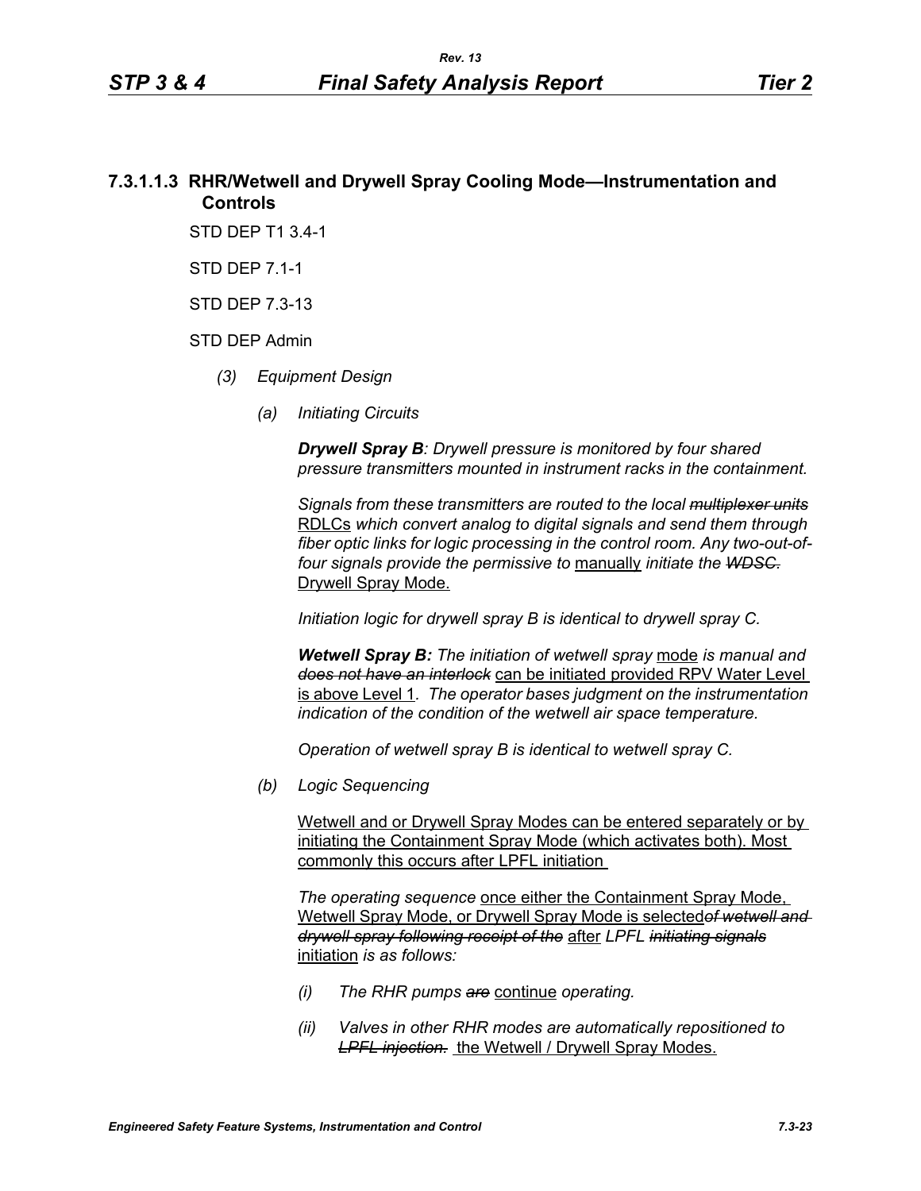### 7.3.1.1.3 RHR/Wetwell and Drywell Spray Cooling Mode—Instrumentation and Controls

STD DEP T1 3.4-1

STD DEP 7.1-1

STD DEP 7.3-13

STD DEP Admin

*(3) Equipment Design*

*(a) Initiating Circuits*

***Drywell Spray B****: Drywell pressure is monitored by four shared pressure transmitters mounted in instrument racks in the containment.*

*Signals from these transmitters are routed to the local* ~~*multiplexer units*~~ RDLCs *which convert analog to digital signals and send them through fiber optic links for logic processing in the control room. Any two-out-of-four signals provide the permissive to* manually *initiate the* ~~*WDSC.*~~ Drywell Spray Mode.

*Initiation logic for drywell spray B is identical to drywell spray C.*

***Wetwell Spray B:*** *The initiation of wetwell spray* mode *is manual and* ~~***does not have an interlock***~~ can be initiated provided RPV Water Level is above Level 1*. The operator bases judgment on the instrumentation indication of the condition of the wetwell air space temperature.*

*Operation of wetwell spray B is identical to wetwell spray C.*

*(b) Logic Sequencing*

Wetwell and or Drywell Spray Modes can be entered separately or by initiating the Containment Spray Mode (which activates both). Most commonly this occurs after LPFL initiation

*The operating sequence* once either the Containment Spray Mode, Wetwell Spray Mode, or Drywell Spray Mode is selected~~*of wetwell and drywell spray following receipt of the*~~ after *LPFL* ~~*initiating signals*~~ initiation *is as follows:*

*(i) The RHR pumps* ~~*are*~~ continue *operating.*

*(ii) Valves in other RHR modes are automatically repositioned to* ~~*LPFL injection.*~~ the Wetwell / Drywell Spray Modes.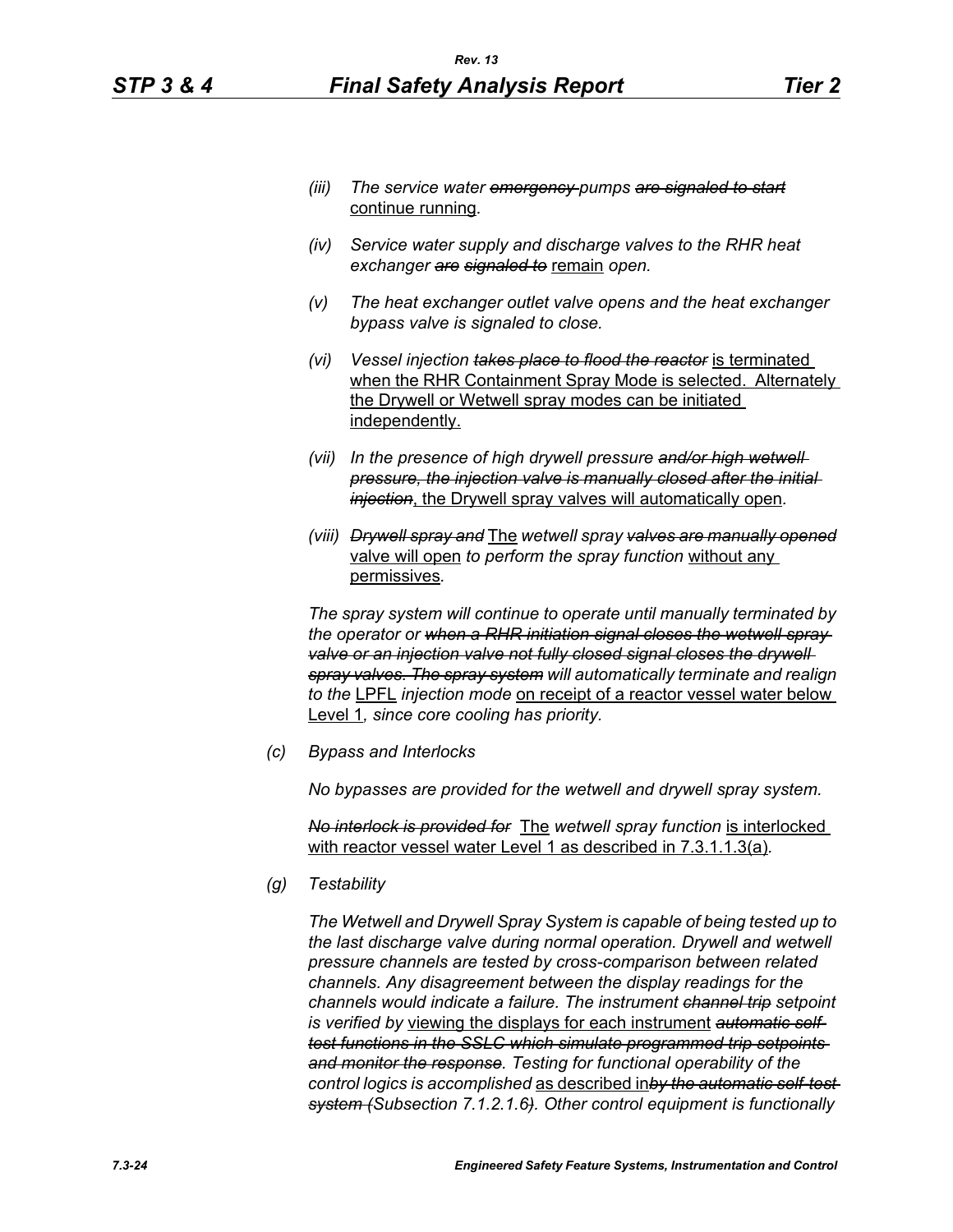*(iii) The service water ~~emergency~~ pumps ~~are signaled to start~~* <u>continue running</u>*.*

*(iv) Service water supply and discharge valves to the RHR heat exchanger ~~are signaled to~~* <u>remain</u> *open.*

*(v) The heat exchanger outlet valve opens and the heat exchanger bypass valve is signaled to close.*

*(vi) Vessel injection ~~takes place to flood the reactor~~* <u>is terminated when the RHR Containment Spray Mode is selected. Alternately the Drywell or Wetwell spray modes can be initiated independently.</u>

*(vii) In the presence of high drywell pressure ~~and/or high wetwell pressure, the injection valve is manually closed after the initial injection~~*<u>, the Drywell spray valves will automatically open</u>*.*

*(viii) ~~Drywell spray and~~* <u>The</u> *wetwell spray ~~valves are manually opened~~* <u>valve will open</u> *to perform the spray function* <u>without any permissives</u>*.*

*The spray system will continue to operate until manually terminated by the operator or ~~when a RHR initiation signal closes the wetwell spray valve or an injection valve not fully closed signal closes the drywell spray valves. The spray system~~ will automatically terminate and realign to the* <u>LPFL</u> *injection mode* <u>on receipt of a reactor vessel water below Level 1</u>*, since core cooling has priority.*

*(c) Bypass and Interlocks*

*No bypasses are provided for the wetwell and drywell spray system.*

*~~No interlock is provided for~~* <u>The</u> *wetwell spray function* <u>is interlocked with reactor vessel water Level 1 as described in 7.3.1.1.3(a)</u>*.*

*(g) Testability*

*The Wetwell and Drywell Spray System is capable of being tested up to the last discharge valve during normal operation. Drywell and wetwell pressure channels are tested by cross-comparison between related channels. Any disagreement between the display readings for the channels would indicate a failure. The instrument ~~channel trip~~ setpoint is verified by* <u>viewing the displays for each instrument</u> *~~automatic self-test functions in the SSLC which simulate programmed trip setpoints and monitor the response~~. Testing for functional operability of the control logics is accomplished* <u>as described in</u>*~~by the automatic self-test system (~~Subsection 7.1.2.1.6~~)~~. Other control equipment is functionally*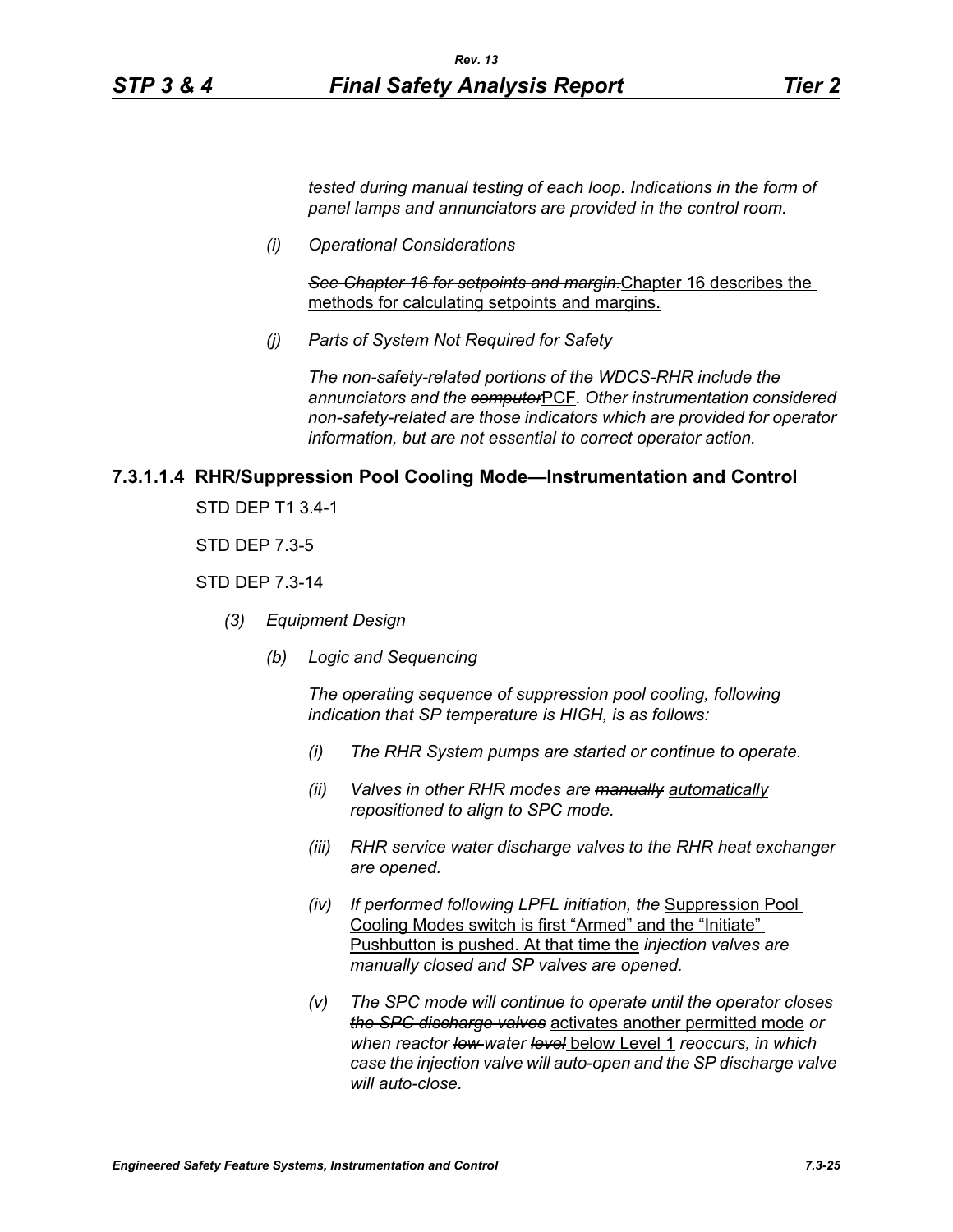*tested during manual testing of each loop. Indications in the form of panel lamps and annunciators are provided in the control room.*

*(i) Operational Considerations*

~~*See Chapter 16 for setpoints and margin.*~~Chapter 16 describes the methods for calculating setpoints and margins.

*(j) Parts of System Not Required for Safety*

*The non-safety-related portions of the WDCS-RHR include the annunciators and the* ~~*computer*~~PCF*. Other instrumentation considered non-safety-related are those indicators which are provided for operator information, but are not essential to correct operator action.*

### 7.3.1.1.4 RHR/Suppression Pool Cooling Mode—Instrumentation and Control

STD DEP T1 3.4-1

STD DEP 7.3-5

STD DEP 7.3-14

*(3) Equipment Design*

*(b) Logic and Sequencing*

*The operating sequence of suppression pool cooling, following indication that SP temperature is HIGH, is as follows:*

*(i) The RHR System pumps are started or continue to operate.*

*(ii) Valves in other RHR modes are* ~~*manually*~~ *automatically repositioned to align to SPC mode.*

*(iii) RHR service water discharge valves to the RHR heat exchanger are opened.*

*(iv) If performed following LPFL initiation, the* Suppression Pool Cooling Modes switch is first "Armed" and the "Initiate" Pushbutton is pushed. At that time the *injection valves are manually closed and SP valves are opened.*

*(v) The SPC mode will continue to operate until the operator* ~~*closes the SPC discharge valves*~~ activates another permitted mode *or when reactor* ~~*low*~~ *water* ~~*level*~~ below Level 1 *reoccurs, in which case the injection valve will auto-open and the SP discharge valve will auto-close.*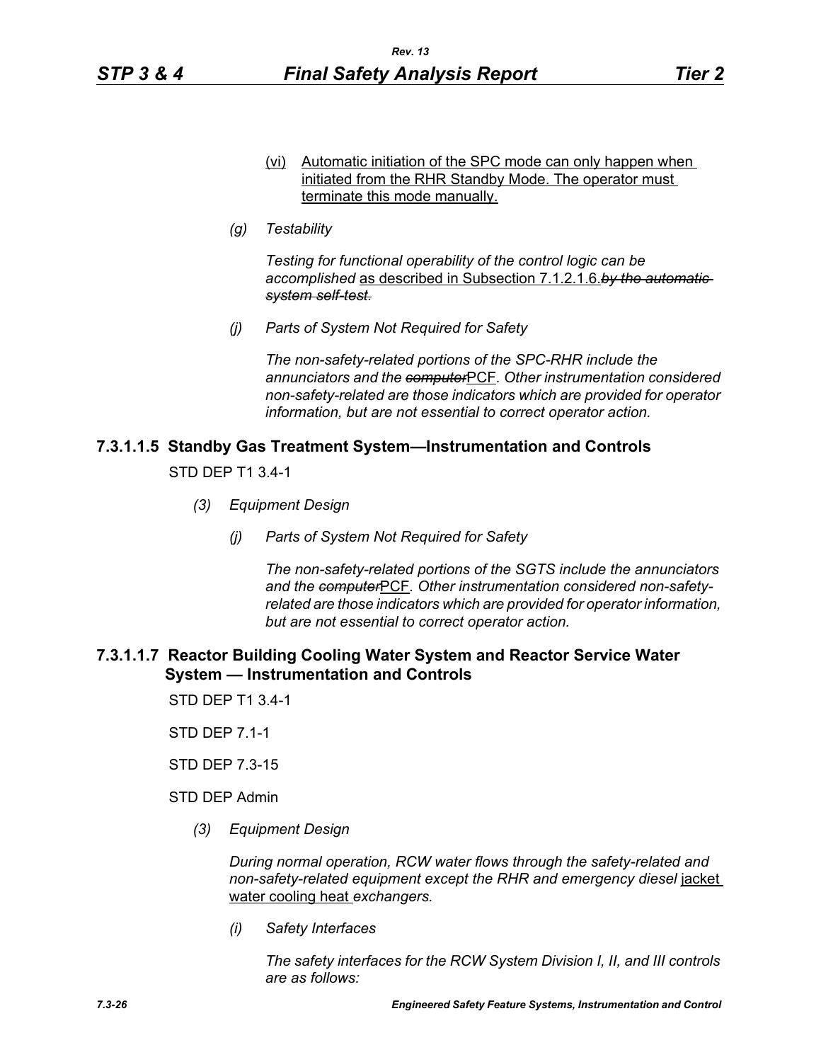(vi) Automatic initiation of the SPC mode can only happen when initiated from the RHR Standby Mode. The operator must terminate this mode manually.

*(g) Testability*

*Testing for functional operability of the control logic can be accomplished* as described in Subsection 7.1.2.1.6.~~*by the automatic system self-test.*~~

*(j) Parts of System Not Required for Safety*

*The non-safety-related portions of the SPC-RHR include the annunciators and the* ~~*computer*~~PCF*. Other instrumentation considered non-safety-related are those indicators which are provided for operator information, but are not essential to correct operator action.*

### 7.3.1.1.5 Standby Gas Treatment System—Instrumentation and Controls

STD DEP T1 3.4-1

*(3) Equipment Design*

*(j) Parts of System Not Required for Safety*

*The non-safety-related portions of the SGTS include the annunciators and the* ~~*computer*~~PCF*. Other instrumentation considered non-safety-related are those indicators which are provided for operator information, but are not essential to correct operator action.*

### 7.3.1.1.7 Reactor Building Cooling Water System and Reactor Service Water System — Instrumentation and Controls

STD DEP T1 3.4-1

STD DEP 7.1-1

STD DEP 7.3-15

STD DEP Admin

*(3) Equipment Design*

*During normal operation, RCW water flows through the safety-related and non-safety-related equipment except the RHR and emergency diesel* jacket water cooling heat *exchangers.*

*(i) Safety Interfaces*

*The safety interfaces for the RCW System Division I, II, and III controls are as follows:*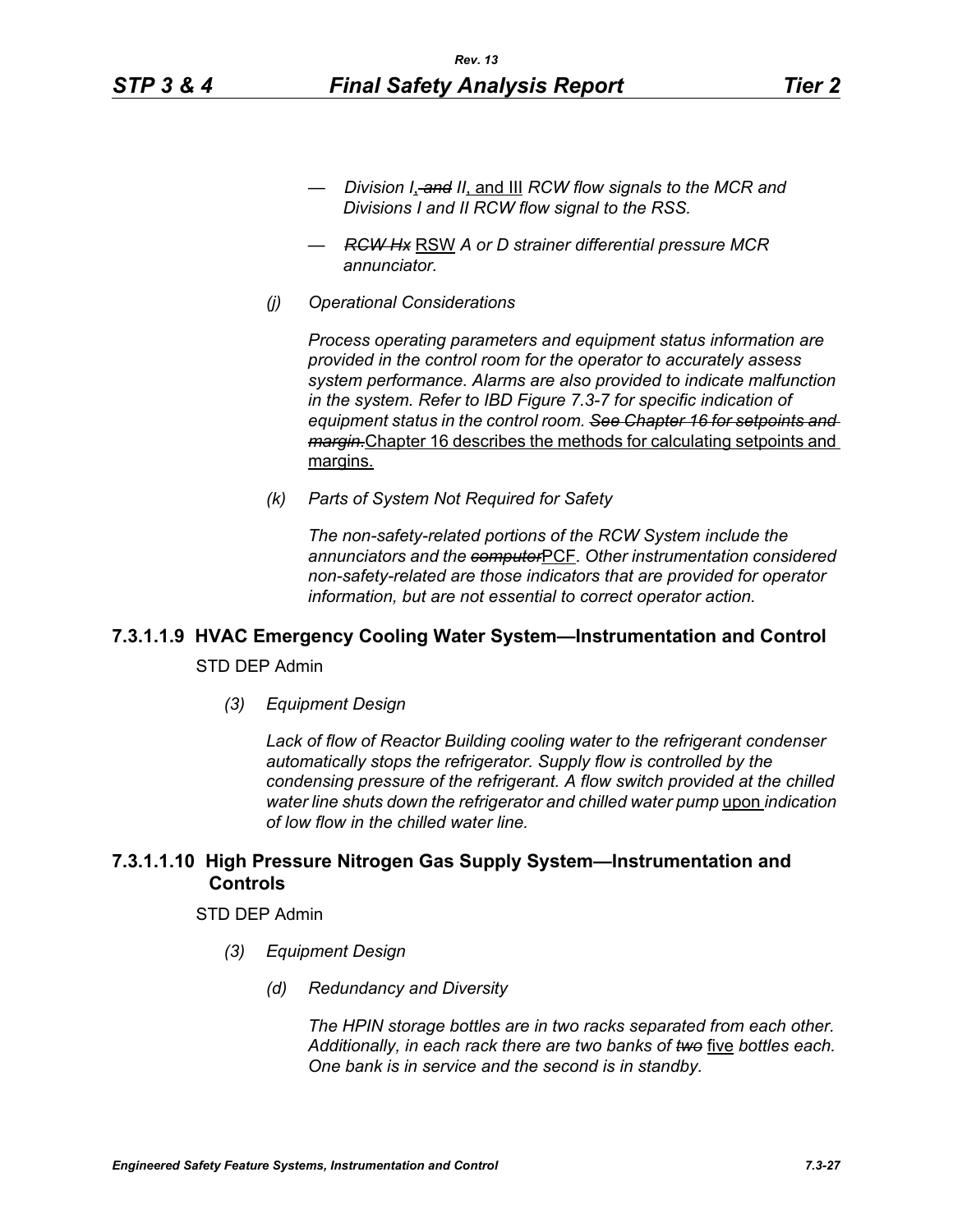- *Division I*, ~~*and*~~ *II*, and III *RCW flow signals to the MCR and Divisions I and II RCW flow signal to the RSS.*

- ~~*RCW Hx*~~ RSW *A or D strainer differential pressure MCR annunciator.*

*(j) Operational Considerations*

*Process operating parameters and equipment status information are provided in the control room for the operator to accurately assess system performance. Alarms are also provided to indicate malfunction in the system. Refer to IBD Figure 7.3-7 for specific indication of equipment status in the control room.* ~~*See Chapter 16 for setpoints and margin.*~~ Chapter 16 describes the methods for calculating setpoints and margins.

*(k) Parts of System Not Required for Safety*

*The non-safety-related portions of the RCW System include the annunciators and the* ~~*computer*~~PCF. *Other instrumentation considered non-safety-related are those indicators that are provided for operator information, but are not essential to correct operator action.*

## 7.3.1.1.9 HVAC Emergency Cooling Water System—Instrumentation and Control

STD DEP Admin

*(3) Equipment Design*

*Lack of flow of Reactor Building cooling water to the refrigerant condenser automatically stops the refrigerator. Supply flow is controlled by the condensing pressure of the refrigerant. A flow switch provided at the chilled water line shuts down the refrigerator and chilled water pump* upon *indication of low flow in the chilled water line.*

## 7.3.1.1.10 High Pressure Nitrogen Gas Supply System—Instrumentation and Controls

STD DEP Admin

*(3) Equipment Design*

*(d) Redundancy and Diversity*

*The HPIN storage bottles are in two racks separated from each other. Additionally, in each rack there are two banks of* ~~*two*~~ five *bottles each. One bank is in service and the second is in standby.*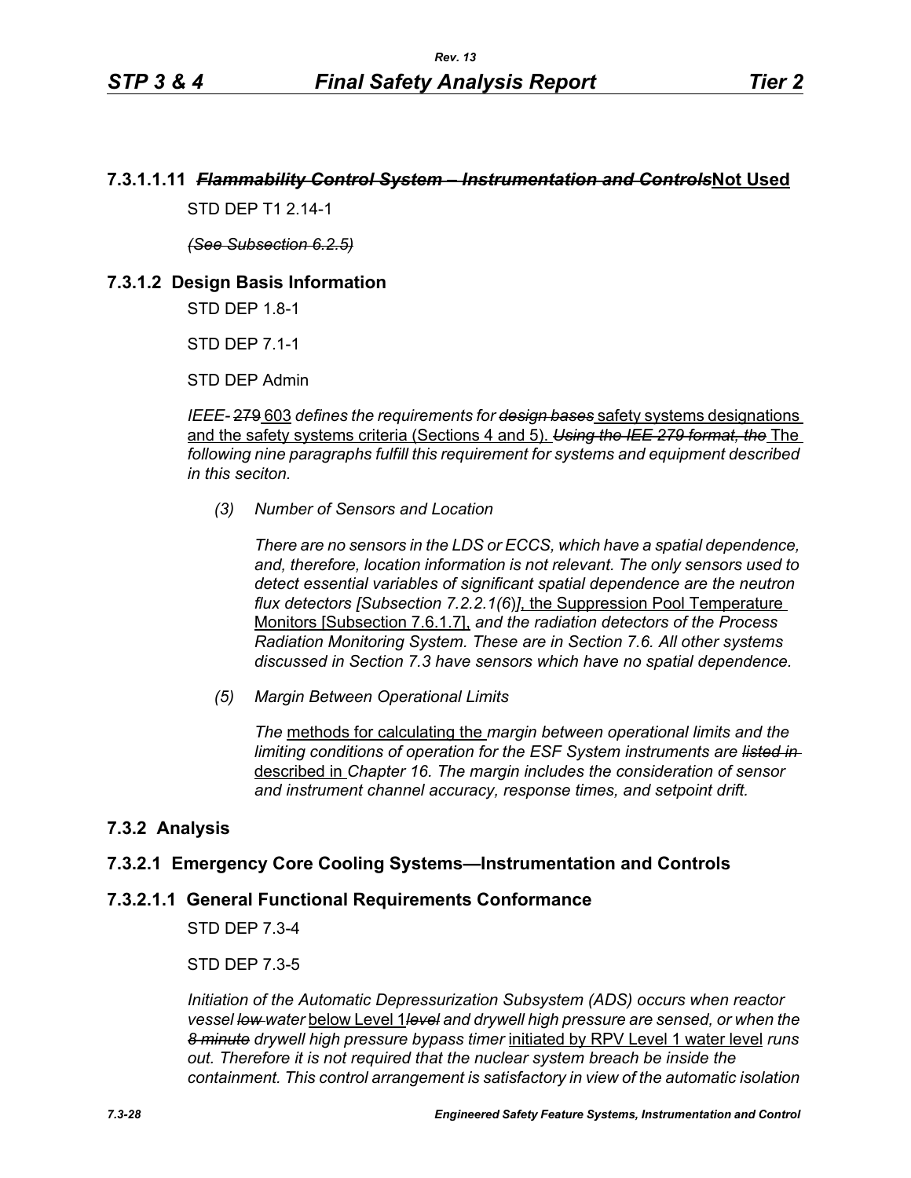### 7.3.1.1.11 ~~*Flammability Control System – Instrumentation and Controls*~~ Not Used

STD DEP T1 2.14-1

~~*(See Subsection 6.2.5)*~~

## 7.3.1.2 Design Basis Information

STD DEP 1.8-1

STD DEP 7.1-1

STD DEP Admin

*IEEE-* ~~279~~ 603 *defines the requirements for* ~~*design bases*~~ safety systems designations and the safety systems criteria (Sections 4 and 5). ~~*Using the IEE 279 format, the*~~ The *following nine paragraphs fulfill this requirement for systems and equipment described in this seciton.*

*(3) Number of Sensors and Location*

*There are no sensors in the LDS or ECCS, which have a spatial dependence, and, therefore, location information is not relevant. The only sensors used to detect essential variables of significant spatial dependence are the neutron flux detectors [Subsection 7.2.2.1(6)]*, the Suppression Pool Temperature Monitors [Subsection 7.6.1.7], *and the radiation detectors of the Process Radiation Monitoring System. These are in Section 7.6. All other systems discussed in Section 7.3 have sensors which have no spatial dependence.*

*(5) Margin Between Operational Limits*

*The* methods for calculating the *margin between operational limits and the limiting conditions of operation for the ESF System instruments are* ~~*listed in*~~ described in *Chapter 16. The margin includes the consideration of sensor and instrument channel accuracy, response times, and setpoint drift.*

## 7.3.2 Analysis

### 7.3.2.1 Emergency Core Cooling Systems—Instrumentation and Controls

#### 7.3.2.1.1 General Functional Requirements Conformance

STD DEP 7.3-4

STD DEP 7.3-5

*Initiation of the Automatic Depressurization Subsystem (ADS) occurs when reactor vessel* ~~*low*~~ *water* below Level 1~~*level*~~ *and drywell high pressure are sensed, or when the* ~~*8 minute*~~ *drywell high pressure bypass timer* initiated by RPV Level 1 water level *runs out. Therefore it is not required that the nuclear system breach be inside the containment. This control arrangement is satisfactory in view of the automatic isolation*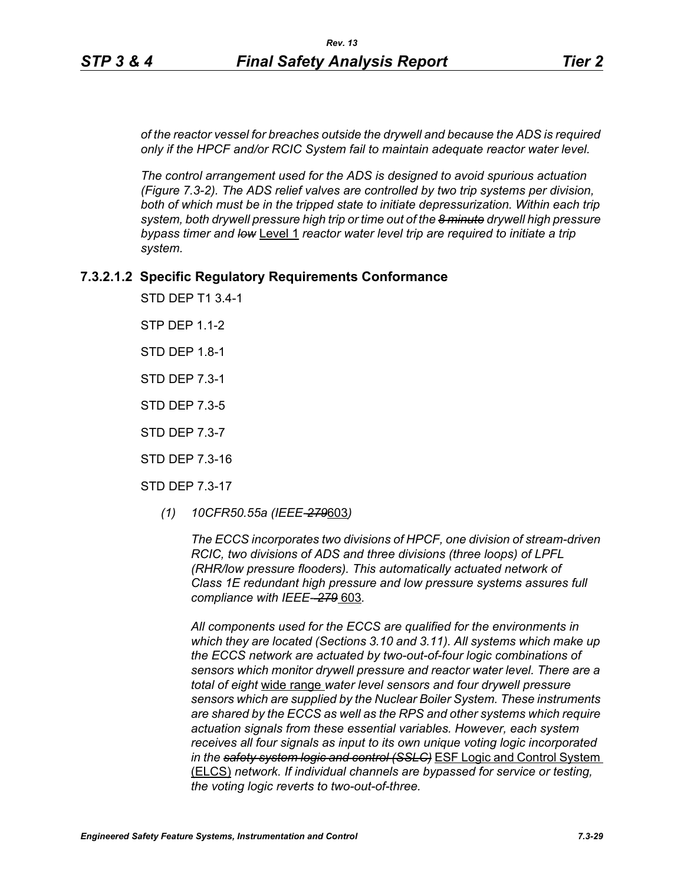*of the reactor vessel for breaches outside the drywell and because the ADS is required only if the HPCF and/or RCIC System fail to maintain adequate reactor water level.*

*The control arrangement used for the ADS is designed to avoid spurious actuation (Figure 7.3-2). The ADS relief valves are controlled by two trip systems per division, both of which must be in the tripped state to initiate depressurization. Within each trip system, both drywell pressure high trip or time out of the ~~8 minute~~ drywell high pressure bypass timer and ~~low~~* Level 1 *reactor water level trip are required to initiate a trip system.*

### 7.3.2.1.2 Specific Regulatory Requirements Conformance

STD DEP T1 3.4-1

STP DEP 1.1-2

STD DEP 1.8-1

STD DEP 7.3-1

STD DEP 7.3-5

STD DEP 7.3-7

STD DEP 7.3-16

STD DEP 7.3-17

*(1) 10CFR50.55a (IEEE-~~279~~*603*)*

*The ECCS incorporates two divisions of HPCF, one division of stream-driven RCIC, two divisions of ADS and three divisions (three loops) of LPFL (RHR/low pressure flooders). This automatically actuated network of Class 1E redundant high pressure and low pressure systems assures full compliance with IEEE-~~279~~* 603*.*

*All components used for the ECCS are qualified for the environments in which they are located (Sections 3.10 and 3.11). All systems which make up the ECCS network are actuated by two-out-of-four logic combinations of sensors which monitor drywell pressure and reactor water level. There are a total of eight* wide range *water level sensors and four drywell pressure sensors which are supplied by the Nuclear Boiler System. These instruments are shared by the ECCS as well as the RPS and other systems which require actuation signals from these essential variables. However, each system receives all four signals as input to its own unique voting logic incorporated in the ~~safety system logic and control (SSLC)~~* ESF Logic and Control System (ELCS) *network. If individual channels are bypassed for service or testing, the voting logic reverts to two-out-of-three.*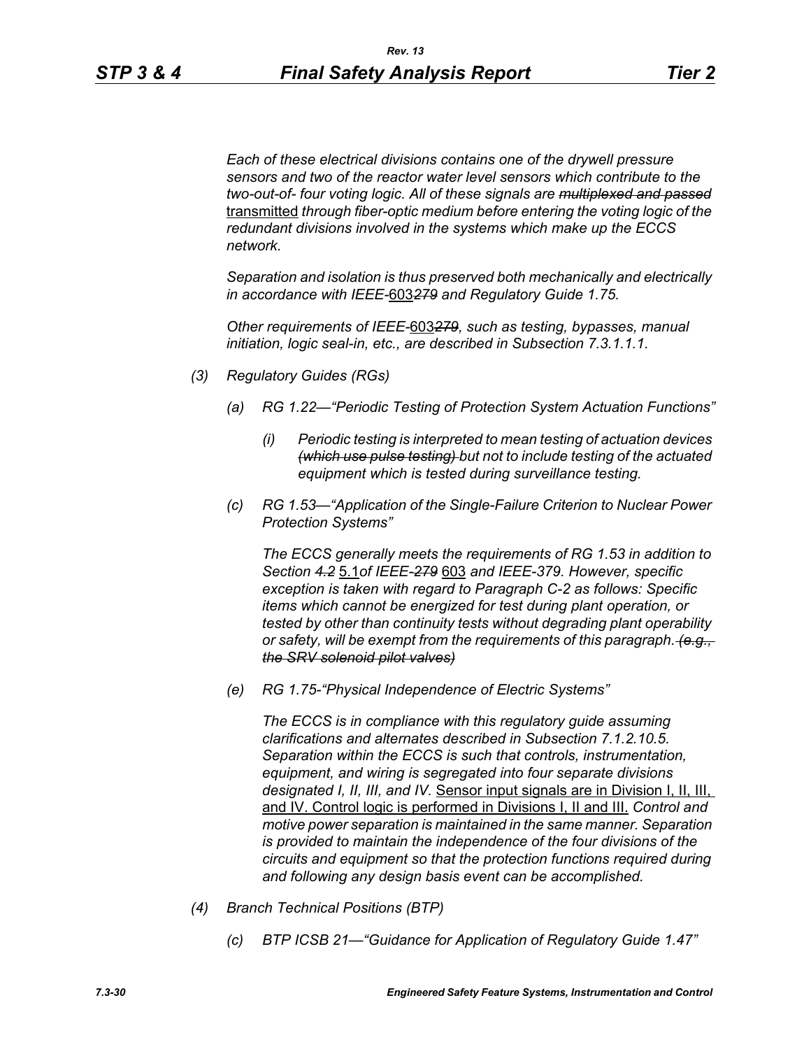*Each of these electrical divisions contains one of the drywell pressure sensors and two of the reactor water level sensors which contribute to the two-out-of- four voting logic. All of these signals are ~~multiplexed and passed~~* <u>transmitted</u> *through fiber-optic medium before entering the voting logic of the redundant divisions involved in the systems which make up the ECCS network.*

*Separation and isolation is thus preserved both mechanically and electrically in accordance with IEEE-*<u>603</u>*~~279~~ and Regulatory Guide 1.75.*

*Other requirements of IEEE-*<u>603</u>*~~279~~, such as testing, bypasses, manual initiation, logic seal-in, etc., are described in Subsection 7.3.1.1.1.*

*(3) Regulatory Guides (RGs)*

*(a) RG 1.22—"Periodic Testing of Protection System Actuation Functions"*

*(i) Periodic testing is interpreted to mean testing of actuation devices ~~(which use pulse testing)~~ but not to include testing of the actuated equipment which is tested during surveillance testing.*

*(c) RG 1.53—"Application of the Single-Failure Criterion to Nuclear Power Protection Systems"*

*The ECCS generally meets the requirements of RG 1.53 in addition to Section ~~4.2~~* <u>5.1</u>*of IEEE-~~279~~* <u>603</u> *and IEEE-379. However, specific exception is taken with regard to Paragraph C-2 as follows: Specific items which cannot be energized for test during plant operation, or tested by other than continuity tests without degrading plant operability or safety, will be exempt from the requirements of this paragraph. ~~(e.g., the SRV solenoid pilot valves)~~*

*(e) RG 1.75-"Physical Independence of Electric Systems"*

*The ECCS is in compliance with this regulatory guide assuming clarifications and alternates described in Subsection 7.1.2.10.5. Separation within the ECCS is such that controls, instrumentation, equipment, and wiring is segregated into four separate divisions designated I, II, III, and IV.* <u>Sensor input signals are in Division I, II, III, and IV. Control logic is performed in Divisions I, II and III.</u> *Control and motive power separation is maintained in the same manner. Separation is provided to maintain the independence of the four divisions of the circuits and equipment so that the protection functions required during and following any design basis event can be accomplished.*

*(4) Branch Technical Positions (BTP)*

*(c) BTP ICSB 21—"Guidance for Application of Regulatory Guide 1.47"*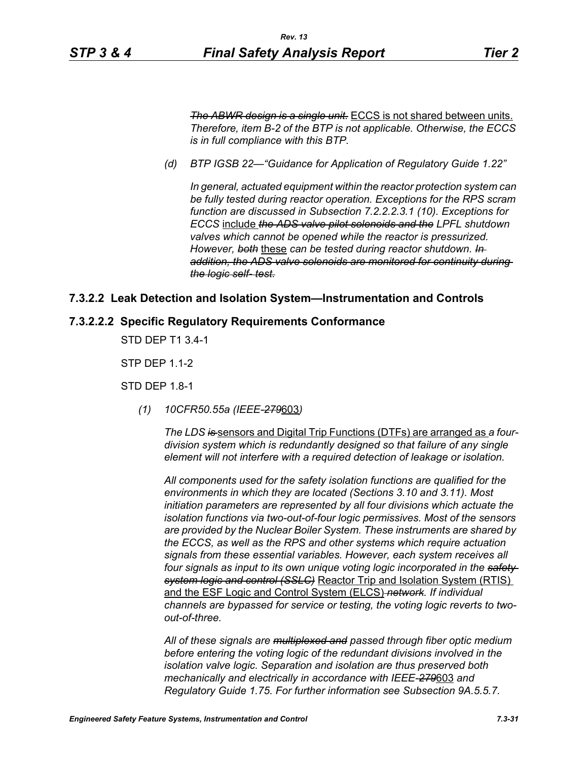*~~The ABWR design is a single unit.~~* ECCS is not shared between units. *Therefore, item B-2 of the BTP is not applicable. Otherwise, the ECCS is in full compliance with this BTP.*

*(d) BTP IGSB 22—"Guidance for Application of Regulatory Guide 1.22"*

*In general, actuated equipment within the reactor protection system can be fully tested during reactor operation. Exceptions for the RPS scram function are discussed in Subsection 7.2.2.2.3.1 (10). Exceptions for ECCS* include *~~the ADS valve pilot solenoids and the~~ LPFL shutdown valves which cannot be opened while the reactor is pressurized. However, ~~both~~* these *can be tested during reactor shutdown. ~~In addition, the ADS valve solenoids are monitored for continuity during the logic self- test.~~*

## 7.3.2.2 Leak Detection and Isolation System—Instrumentation and Controls

## 7.3.2.2.2 Specific Regulatory Requirements Conformance

STD DEP T1 3.4-1

STP DEP 1.1-2

STD DEP 1.8-1

*(1) 10CFR50.55a (IEEE-~~279~~*603*)*

*The LDS ~~is~~* sensors and Digital Trip Functions (DTFs) are arranged as *a four-division system which is redundantly designed so that failure of any single element will not interfere with a required detection of leakage or isolation.*

*All components used for the safety isolation functions are qualified for the environments in which they are located (Sections 3.10 and 3.11). Most initiation parameters are represented by all four divisions which actuate the isolation functions via two-out-of-four logic permissives. Most of the sensors are provided by the Nuclear Boiler System. These instruments are shared by the ECCS, as well as the RPS and other systems which require actuation signals from these essential variables. However, each system receives all four signals as input to its own unique voting logic incorporated in the ~~safety system logic and control (SSLC)~~* Reactor Trip and Isolation System (RTIS) and the ESF Logic and Control System (ELCS) *~~network~~. If individual channels are bypassed for service or testing, the voting logic reverts to two-out-of-three.*

*All of these signals are ~~multiplexed and~~ passed through fiber optic medium before entering the voting logic of the redundant divisions involved in the isolation valve logic. Separation and isolation are thus preserved both mechanically and electrically in accordance with IEEE-~~279~~*603 *and Regulatory Guide 1.75. For further information see Subsection 9A.5.5.7.*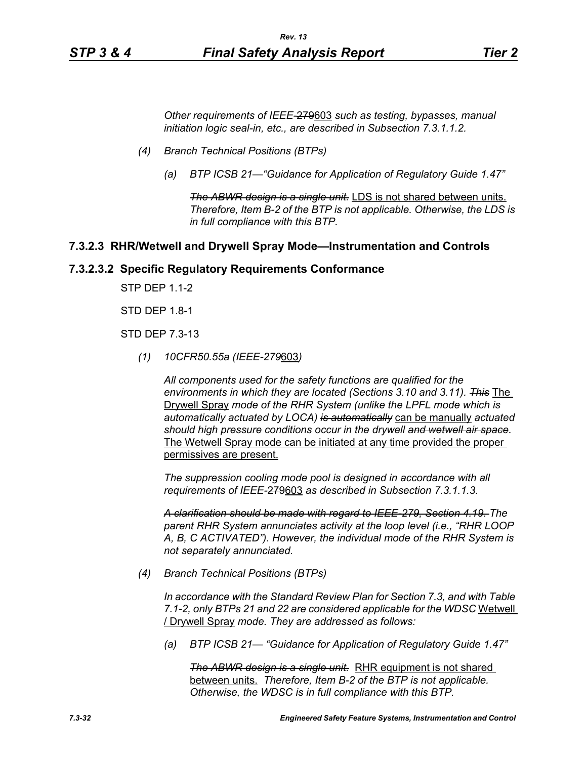*Other requirements of IEEE-~~279~~603 such as testing, bypasses, manual initiation logic seal-in, etc., are described in Subsection 7.3.1.1.2.*

*(4) Branch Technical Positions (BTPs)*

*(a) BTP ICSB 21—"Guidance for Application of Regulatory Guide 1.47"*

*~~The ABWR design is a single unit.~~* LDS is not shared between units. *Therefore, Item B-2 of the BTP is not applicable. Otherwise, the LDS is in full compliance with this BTP.*

### 7.3.2.3 RHR/Wetwell and Drywell Spray Mode—Instrumentation and Controls

### 7.3.2.3.2 Specific Regulatory Requirements Conformance

STP DEP 1.1-2

STD DEP 1.8-1

STD DEP 7.3-13

*(1) 10CFR50.55a (IEEE-~~279~~603)*

*All components used for the safety functions are qualified for the environments in which they are located (Sections 3.10 and 3.11). ~~This~~* The Drywell Spray *mode of the RHR System (unlike the LPFL mode which is automatically actuated by LOCA) ~~is automatically~~* can be manually *actuated should high pressure conditions occur in the drywell ~~and wetwell air space~~.* The Wetwell Spray mode can be initiated at any time provided the proper permissives are present.

*The suppression cooling mode pool is designed in accordance with all requirements of IEEE-~~279~~603 as described in Subsection 7.3.1.1.3.*

*~~A clarification should be made with regard to IEEE-279, Section 4.19.~~ The parent RHR System annunciates activity at the loop level (i.e., "RHR LOOP A, B, C ACTIVATED"). However, the individual mode of the RHR System is not separately annunciated.*

*(4) Branch Technical Positions (BTPs)*

*In accordance with the Standard Review Plan for Section 7.3, and with Table 7.1-2, only BTPs 21 and 22 are considered applicable for the ~~WDSC~~* Wetwell / Drywell Spray *mode. They are addressed as follows:*

*(a) BTP ICSB 21— "Guidance for Application of Regulatory Guide 1.47"*

*~~The ABWR design is a single unit.~~* RHR equipment is not shared between units. *Therefore, Item B-2 of the BTP is not applicable. Otherwise, the WDSC is in full compliance with this BTP.*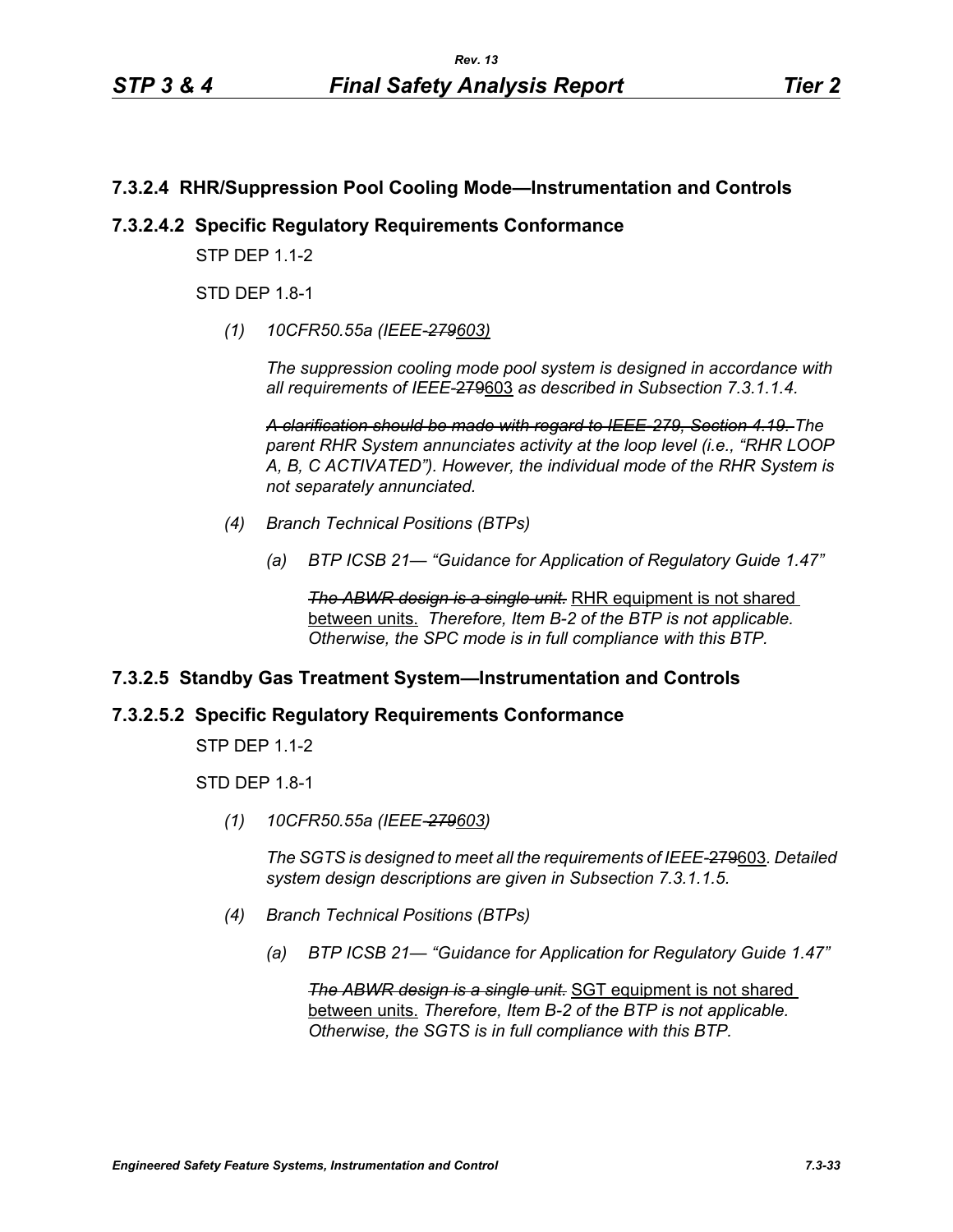### 7.3.2.4 RHR/Suppression Pool Cooling Mode—Instrumentation and Controls

### 7.3.2.4.2 Specific Regulatory Requirements Conformance

STP DEP 1.1-2

STD DEP 1.8-1

*(1) 10CFR50.55a (IEEE-~~279~~603)*

*The suppression cooling mode pool system is designed in accordance with all requirements of IEEE-*~~279~~603 *as described in Subsection 7.3.1.1.4.*

~~*A clarification should be made with regard to IEEE-279, Section 4.19.*~~ *The parent RHR System annunciates activity at the loop level (i.e., "RHR LOOP A, B, C ACTIVATED"). However, the individual mode of the RHR System is not separately annunciated.*

*(4) Branch Technical Positions (BTPs)*

*(a) BTP ICSB 21— "Guidance for Application of Regulatory Guide 1.47"*

~~*The ABWR design is a single unit.*~~ RHR equipment is not shared between units. *Therefore, Item B-2 of the BTP is not applicable. Otherwise, the SPC mode is in full compliance with this BTP.*

### 7.3.2.5 Standby Gas Treatment System—Instrumentation and Controls

### 7.3.2.5.2 Specific Regulatory Requirements Conformance

STP DEP 1.1-2

STD DEP 1.8-1

*(1) 10CFR50.55a (IEEE-~~279~~603)*

*The SGTS is designed to meet all the requirements of IEEE-*~~279~~603*. Detailed system design descriptions are given in Subsection 7.3.1.1.5.*

*(4) Branch Technical Positions (BTPs)*

*(a) BTP ICSB 21— "Guidance for Application for Regulatory Guide 1.47"*

~~*The ABWR design is a single unit.*~~ SGT equipment is not shared between units. *Therefore, Item B-2 of the BTP is not applicable. Otherwise, the SGTS is in full compliance with this BTP.*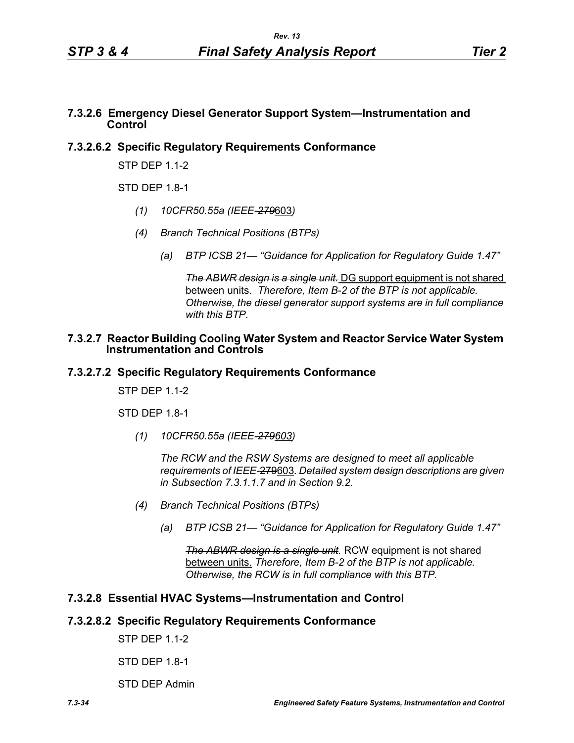## 7.3.2.6 Emergency Diesel Generator Support System—Instrumentation and Control

### 7.3.2.6.2 Specific Regulatory Requirements Conformance

STP DEP 1.1-2

STD DEP 1.8-1

*(1) 10CFR50.55a (IEEE-~~279~~*603*)*

*(4) Branch Technical Positions (BTPs)*

*(a) BTP ICSB 21— "Guidance for Application for Regulatory Guide 1.47"*

~~*The ABWR design is a single unit.*~~ DG support equipment is not shared between units. *Therefore, Item B-2 of the BTP is not applicable. Otherwise, the diesel generator support systems are in full compliance with this BTP.*

## 7.3.2.7 Reactor Building Cooling Water System and Reactor Service Water System Instrumentation and Controls

### 7.3.2.7.2 Specific Regulatory Requirements Conformance

STP DEP 1.1-2

STD DEP 1.8-1

*(1) 10CFR50.55a (IEEE-~~279~~603)*

*The RCW and the RSW Systems are designed to meet all applicable requirements of IEEE-*~~279~~603*. Detailed system design descriptions are given in Subsection 7.3.1.1.7 and in Section 9.2.*

*(4) Branch Technical Positions (BTPs)*

*(a) BTP ICSB 21— "Guidance for Application for Regulatory Guide 1.47"*

~~*The ABWR design is a single unit*~~*.* RCW equipment is not shared between units. *Therefore, Item B-2 of the BTP is not applicable. Otherwise, the RCW is in full compliance with this BTP.*

## 7.3.2.8 Essential HVAC Systems—Instrumentation and Control

### 7.3.2.8.2 Specific Regulatory Requirements Conformance

STP DEP 1.1-2

STD DEP 1.8-1

STD DEP Admin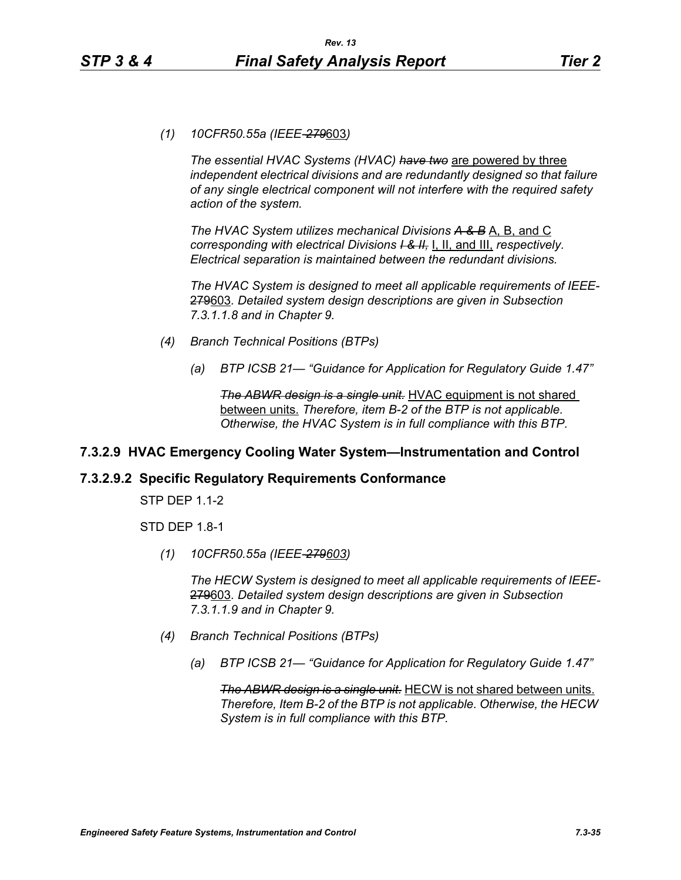*(1) 10CFR50.55a (IEEE-~~279~~603)*

*The essential HVAC Systems (HVAC) ~~have two~~* are powered by three *independent electrical divisions and are redundantly designed so that failure of any single electrical component will not interfere with the required safety action of the system.*

*The HVAC System utilizes mechanical Divisions ~~A & B~~* A, B, and C *corresponding with electrical Divisions ~~I & II,~~* I, II, and III, *respectively. Electrical separation is maintained between the redundant divisions.*

*The HVAC System is designed to meet all applicable requirements of IEEE-*~~279~~603*. Detailed system design descriptions are given in Subsection 7.3.1.1.8 and in Chapter 9.*

*(4) Branch Technical Positions (BTPs)*

*(a) BTP ICSB 21— "Guidance for Application for Regulatory Guide 1.47"*

*~~The ABWR design is a single unit.~~* HVAC equipment is not shared between units. *Therefore, item B-2 of the BTP is not applicable. Otherwise, the HVAC System is in full compliance with this BTP.*

## 7.3.2.9 HVAC Emergency Cooling Water System—Instrumentation and Control

### 7.3.2.9.2 Specific Regulatory Requirements Conformance

STP DEP 1.1-2

STD DEP 1.8-1

*(1) 10CFR50.55a (IEEE-~~279~~603)*

*The HECW System is designed to meet all applicable requirements of IEEE-*~~279~~603*. Detailed system design descriptions are given in Subsection 7.3.1.1.9 and in Chapter 9.*

*(4) Branch Technical Positions (BTPs)*

*(a) BTP ICSB 21— "Guidance for Application for Regulatory Guide 1.47"*

*~~The ABWR design is a single unit.~~* HECW is not shared between units. *Therefore, Item B-2 of the BTP is not applicable. Otherwise, the HECW System is in full compliance with this BTP.*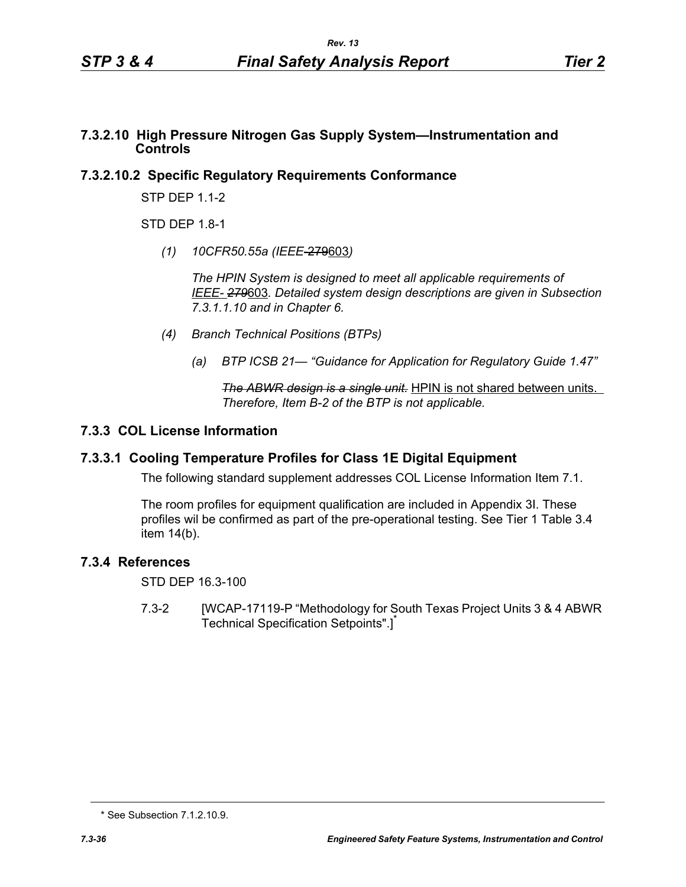### 7.3.2.10 High Pressure Nitrogen Gas Supply System—Instrumentation and Controls

### 7.3.2.10.2 Specific Regulatory Requirements Conformance

STP DEP 1.1-2

STD DEP 1.8-1

*(1) 10CFR50.55a (IEEE-~~279~~603)*

*The HPIN System is designed to meet all applicable requirements of IEEE- ~~279~~603. Detailed system design descriptions are given in Subsection 7.3.1.1.10 and in Chapter 6.*

*(4) Branch Technical Positions (BTPs)*

*(a) BTP ICSB 21— "Guidance for Application for Regulatory Guide 1.47"*

*~~The ABWR design is a single unit.~~* HPIN is not shared between units. *Therefore, Item B-2 of the BTP is not applicable.*

## 7.3.3 COL License Information

### 7.3.3.1 Cooling Temperature Profiles for Class 1E Digital Equipment

The following standard supplement addresses COL License Information Item 7.1.

The room profiles for equipment qualification are included in Appendix 3I. These profiles wil be confirmed as part of the pre-operational testing. See Tier 1 Table 3.4 item 14(b).

## 7.3.4 References

STD DEP 16.3-100

7.3-2 [WCAP-17119-P "Methodology for South Texas Project Units 3 & 4 ABWR Technical Specification Setpoints".]*

* See Subsection 7.1.2.10.9.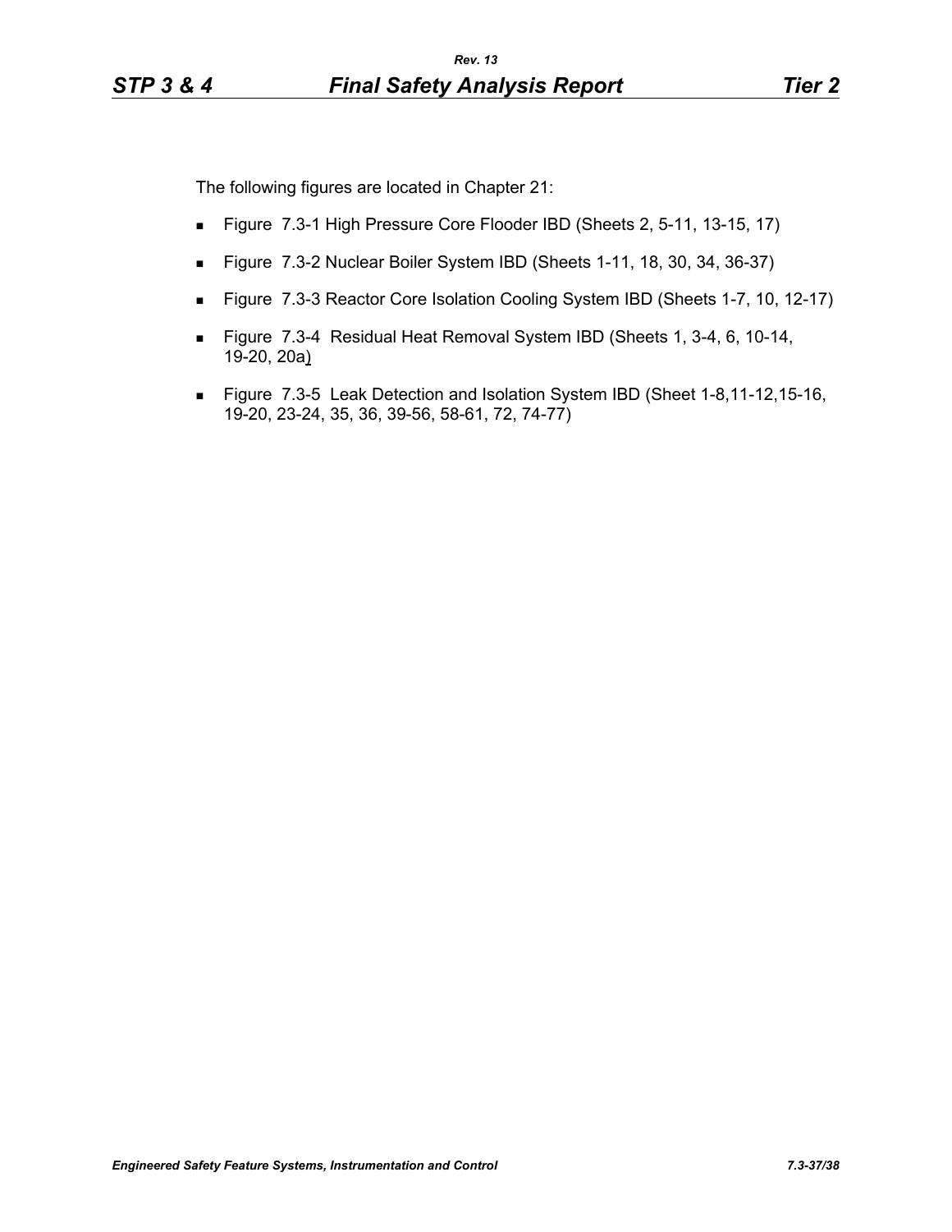The following figures are located in Chapter 21:

- Figure 7.3-1 High Pressure Core Flooder IBD (Sheets 2, 5-11, 13-15, 17)
- Figure 7.3-2 Nuclear Boiler System IBD (Sheets 1-11, 18, 30, 34, 36-37)
- Figure 7.3-3 Reactor Core Isolation Cooling System IBD (Sheets 1-7, 10, 12-17)
- Figure 7.3-4 Residual Heat Removal System IBD (Sheets 1, 3-4, 6, 10-14, 19-20, 20a)
- Figure 7.3-5 Leak Detection and Isolation System IBD (Sheet 1-8,11-12,15-16, 19-20, 23-24, 35, 36, 39-56, 58-61, 72, 74-77)